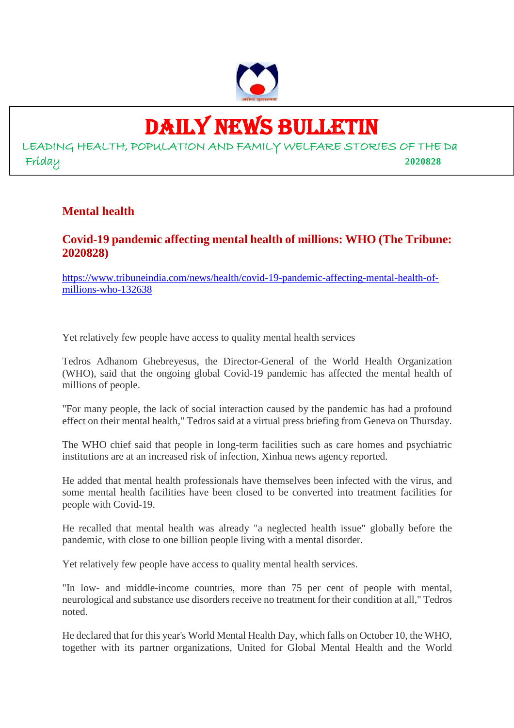# DAILY NEWS BULLETIN

LEADING HEALTH, POPULATION AND FAMILY WELFARE STORIES OF THE Da

Friday **2020828**

## Mental health

### Covid-19 pandemic affecting mental health of millions: WHO (The Tribune: 2020828)

https://www.tribuneindia.com/news/health/covid-19-pandemic-affecting-mental-health-of-millions-who-132638

Yet relatively few people have access to quality mental health services

Tedros Adhanom Ghebreyesus, the Director-General of the World Health Organization (WHO), said that the ongoing global Covid-19 pandemic has affected the mental health of millions of people.

"For many people, the lack of social interaction caused by the pandemic has had a profound effect on their mental health," Tedros said at a virtual press briefing from Geneva on Thursday.

The WHO chief said that people in long-term facilities such as care homes and psychiatric institutions are at an increased risk of infection, Xinhua news agency reported.

He added that mental health professionals have themselves been infected with the virus, and some mental health facilities have been closed to be converted into treatment facilities for people with Covid-19.

He recalled that mental health was already "a neglected health issue" globally before the pandemic, with close to one billion people living with a mental disorder.

Yet relatively few people have access to quality mental health services.

"In low- and middle-income countries, more than 75 per cent of people with mental, neurological and substance use disorders receive no treatment for their condition at all," Tedros noted.

He declared that for this year's World Mental Health Day, which falls on October 10, the WHO, together with its partner organizations, United for Global Mental Health and the World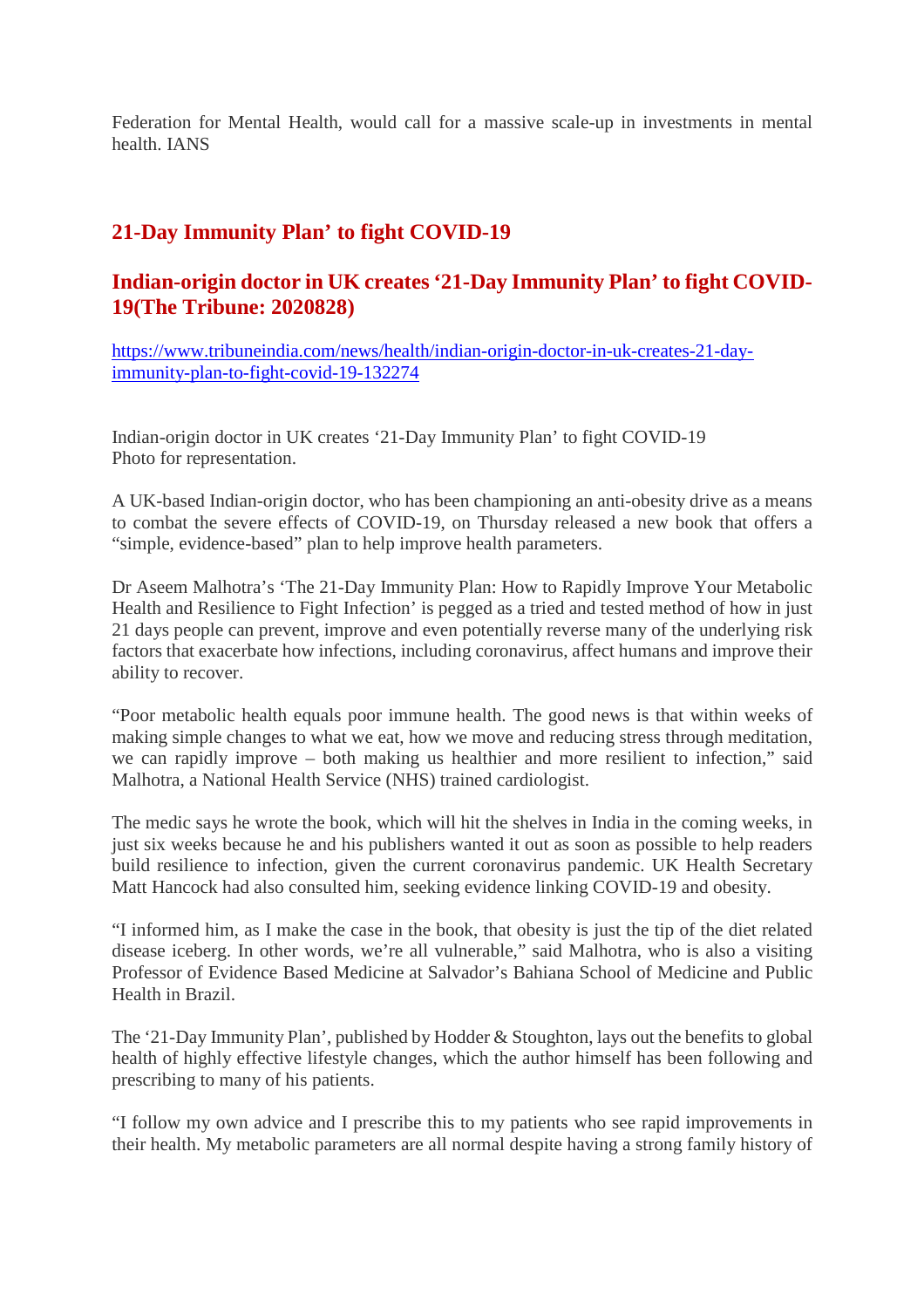Federation for Mental Health, would call for a massive scale-up in investments in mental health. IANS

## 21-Day Immunity Plan' to fight COVID-19

## Indian-origin doctor in UK creates '21-Day Immunity Plan' to fight COVID-19(The Tribune: 2020828)

https://www.tribuneindia.com/news/health/indian-origin-doctor-in-uk-creates-21-day-immunity-plan-to-fight-covid-19-132274

Indian-origin doctor in UK creates '21-Day Immunity Plan' to fight COVID-19
Photo for representation.

A UK-based Indian-origin doctor, who has been championing an anti-obesity drive as a means to combat the severe effects of COVID-19, on Thursday released a new book that offers a "simple, evidence-based" plan to help improve health parameters.

Dr Aseem Malhotra's 'The 21-Day Immunity Plan: How to Rapidly Improve Your Metabolic Health and Resilience to Fight Infection' is pegged as a tried and tested method of how in just 21 days people can prevent, improve and even potentially reverse many of the underlying risk factors that exacerbate how infections, including coronavirus, affect humans and improve their ability to recover.

"Poor metabolic health equals poor immune health. The good news is that within weeks of making simple changes to what we eat, how we move and reducing stress through meditation, we can rapidly improve – both making us healthier and more resilient to infection," said Malhotra, a National Health Service (NHS) trained cardiologist.

The medic says he wrote the book, which will hit the shelves in India in the coming weeks, in just six weeks because he and his publishers wanted it out as soon as possible to help readers build resilience to infection, given the current coronavirus pandemic. UK Health Secretary Matt Hancock had also consulted him, seeking evidence linking COVID-19 and obesity.

"I informed him, as I make the case in the book, that obesity is just the tip of the diet related disease iceberg. In other words, we're all vulnerable," said Malhotra, who is also a visiting Professor of Evidence Based Medicine at Salvador's Bahiana School of Medicine and Public Health in Brazil.

The '21-Day Immunity Plan', published by Hodder & Stoughton, lays out the benefits to global health of highly effective lifestyle changes, which the author himself has been following and prescribing to many of his patients.

"I follow my own advice and I prescribe this to my patients who see rapid improvements in their health. My metabolic parameters are all normal despite having a strong family history of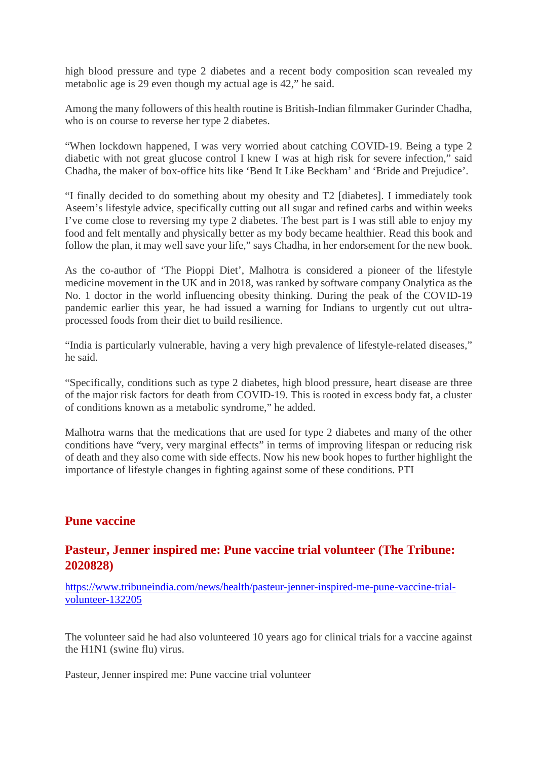high blood pressure and type 2 diabetes and a recent body composition scan revealed my metabolic age is 29 even though my actual age is 42," he said.

Among the many followers of this health routine is British-Indian filmmaker Gurinder Chadha, who is on course to reverse her type 2 diabetes.

"When lockdown happened, I was very worried about catching COVID-19. Being a type 2 diabetic with not great glucose control I knew I was at high risk for severe infection," said Chadha, the maker of box-office hits like 'Bend It Like Beckham' and 'Bride and Prejudice'.

"I finally decided to do something about my obesity and T2 [diabetes]. I immediately took Aseem's lifestyle advice, specifically cutting out all sugar and refined carbs and within weeks I've come close to reversing my type 2 diabetes. The best part is I was still able to enjoy my food and felt mentally and physically better as my body became healthier. Read this book and follow the plan, it may well save your life," says Chadha, in her endorsement for the new book.

As the co-author of 'The Pioppi Diet', Malhotra is considered a pioneer of the lifestyle medicine movement in the UK and in 2018, was ranked by software company Onalytica as the No. 1 doctor in the world influencing obesity thinking. During the peak of the COVID-19 pandemic earlier this year, he had issued a warning for Indians to urgently cut out ultra-processed foods from their diet to build resilience.

"India is particularly vulnerable, having a very high prevalence of lifestyle-related diseases," he said.

"Specifically, conditions such as type 2 diabetes, high blood pressure, heart disease are three of the major risk factors for death from COVID-19. This is rooted in excess body fat, a cluster of conditions known as a metabolic syndrome," he added.

Malhotra warns that the medications that are used for type 2 diabetes and many of the other conditions have "very, very marginal effects" in terms of improving lifespan or reducing risk of death and they also come with side effects. Now his new book hopes to further highlight the importance of lifestyle changes in fighting against some of these conditions. PTI

## Pune vaccine

## Pasteur, Jenner inspired me: Pune vaccine trial volunteer (The Tribune: 2020828)

https://www.tribuneindia.com/news/health/pasteur-jenner-inspired-me-pune-vaccine-trial-volunteer-132205

The volunteer said he had also volunteered 10 years ago for clinical trials for a vaccine against the H1N1 (swine flu) virus.

Pasteur, Jenner inspired me: Pune vaccine trial volunteer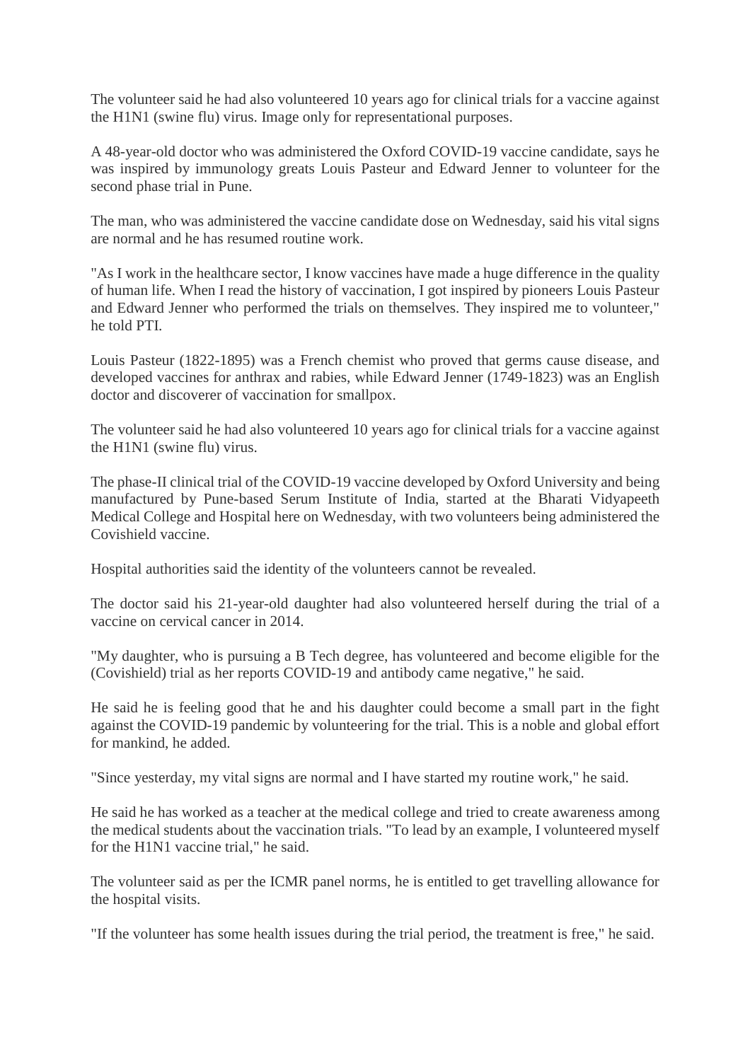The volunteer said he had also volunteered 10 years ago for clinical trials for a vaccine against the H1N1 (swine flu) virus. Image only for representational purposes.

A 48-year-old doctor who was administered the Oxford COVID-19 vaccine candidate, says he was inspired by immunology greats Louis Pasteur and Edward Jenner to volunteer for the second phase trial in Pune.

The man, who was administered the vaccine candidate dose on Wednesday, said his vital signs are normal and he has resumed routine work.

"As I work in the healthcare sector, I know vaccines have made a huge difference in the quality of human life. When I read the history of vaccination, I got inspired by pioneers Louis Pasteur and Edward Jenner who performed the trials on themselves. They inspired me to volunteer," he told PTI.

Louis Pasteur (1822-1895) was a French chemist who proved that germs cause disease, and developed vaccines for anthrax and rabies, while Edward Jenner (1749-1823) was an English doctor and discoverer of vaccination for smallpox.

The volunteer said he had also volunteered 10 years ago for clinical trials for a vaccine against the H1N1 (swine flu) virus.

The phase-II clinical trial of the COVID-19 vaccine developed by Oxford University and being manufactured by Pune-based Serum Institute of India, started at the Bharati Vidyapeeth Medical College and Hospital here on Wednesday, with two volunteers being administered the Covishield vaccine.

Hospital authorities said the identity of the volunteers cannot be revealed.

The doctor said his 21-year-old daughter had also volunteered herself during the trial of a vaccine on cervical cancer in 2014.

"My daughter, who is pursuing a B Tech degree, has volunteered and become eligible for the (Covishield) trial as her reports COVID-19 and antibody came negative," he said.

He said he is feeling good that he and his daughter could become a small part in the fight against the COVID-19 pandemic by volunteering for the trial. This is a noble and global effort for mankind, he added.

"Since yesterday, my vital signs are normal and I have started my routine work," he said.

He said he has worked as a teacher at the medical college and tried to create awareness among the medical students about the vaccination trials. "To lead by an example, I volunteered myself for the H1N1 vaccine trial," he said.

The volunteer said as per the ICMR panel norms, he is entitled to get travelling allowance for the hospital visits.

"If the volunteer has some health issues during the trial period, the treatment is free," he said.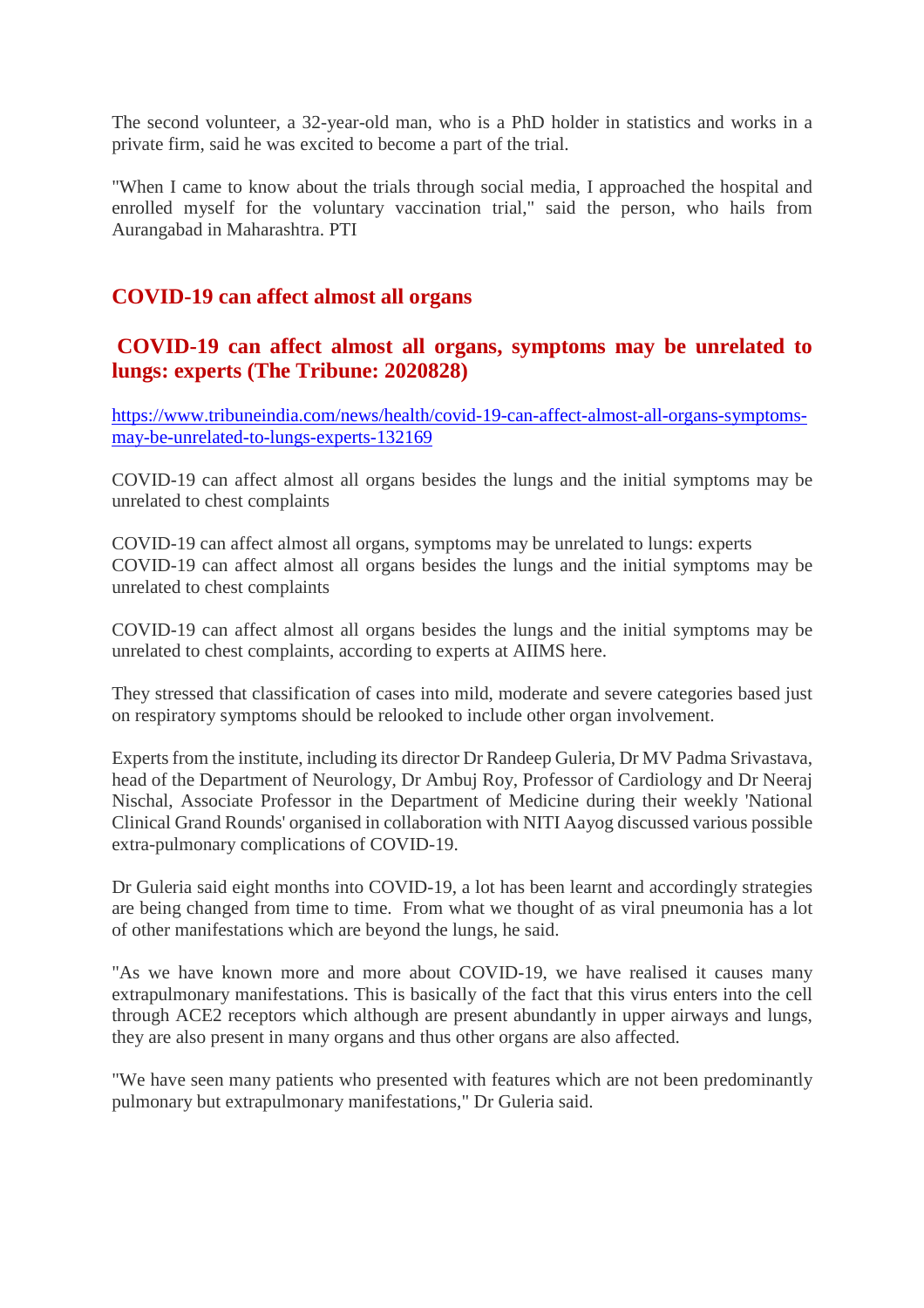The second volunteer, a 32-year-old man, who is a PhD holder in statistics and works in a private firm, said he was excited to become a part of the trial.

"When I came to know about the trials through social media, I approached the hospital and enrolled myself for the voluntary vaccination trial," said the person, who hails from Aurangabad in Maharashtra. PTI

## COVID-19 can affect almost all organs

## COVID-19 can affect almost all organs, symptoms may be unrelated to lungs: experts (The Tribune: 2020828)

https://www.tribuneindia.com/news/health/covid-19-can-affect-almost-all-organs-symptoms-may-be-unrelated-to-lungs-experts-132169

COVID-19 can affect almost all organs besides the lungs and the initial symptoms may be unrelated to chest complaints

COVID-19 can affect almost all organs, symptoms may be unrelated to lungs: experts
COVID-19 can affect almost all organs besides the lungs and the initial symptoms may be unrelated to chest complaints

COVID-19 can affect almost all organs besides the lungs and the initial symptoms may be unrelated to chest complaints, according to experts at AIIMS here.

They stressed that classification of cases into mild, moderate and severe categories based just on respiratory symptoms should be relooked to include other organ involvement.

Experts from the institute, including its director Dr Randeep Guleria, Dr MV Padma Srivastava, head of the Department of Neurology, Dr Ambuj Roy, Professor of Cardiology and Dr Neeraj Nischal, Associate Professor in the Department of Medicine during their weekly 'National Clinical Grand Rounds' organised in collaboration with NITI Aayog discussed various possible extra-pulmonary complications of COVID-19.

Dr Guleria said eight months into COVID-19, a lot has been learnt and accordingly strategies are being changed from time to time. From what we thought of as viral pneumonia has a lot of other manifestations which are beyond the lungs, he said.

"As we have known more and more about COVID-19, we have realised it causes many extrapulmonary manifestations. This is basically of the fact that this virus enters into the cell through ACE2 receptors which although are present abundantly in upper airways and lungs, they are also present in many organs and thus other organs are also affected.

"We have seen many patients who presented with features which are not been predominantly pulmonary but extrapulmonary manifestations," Dr Guleria said.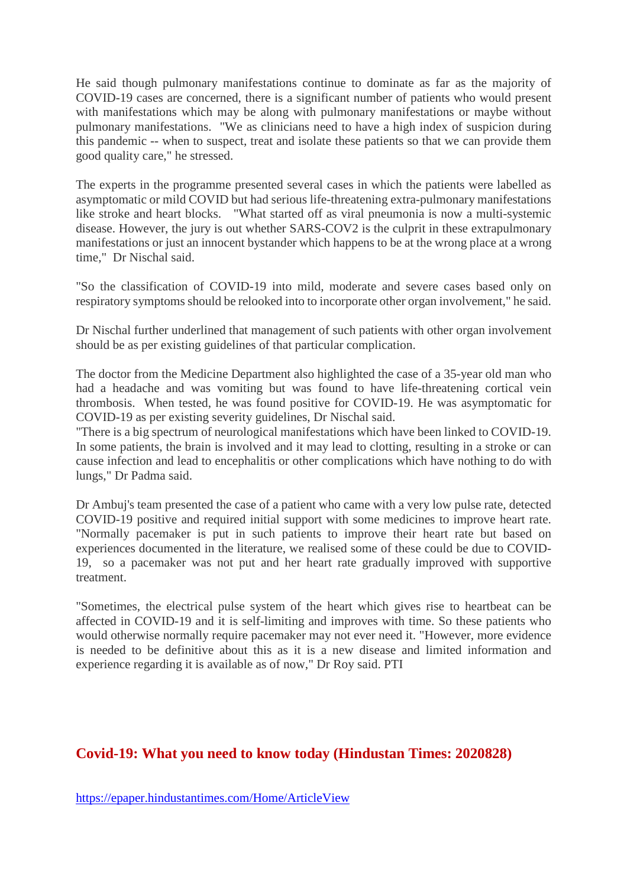He said though pulmonary manifestations continue to dominate as far as the majority of COVID-19 cases are concerned, there is a significant number of patients who would present with manifestations which may be along with pulmonary manifestations or maybe without pulmonary manifestations. "We as clinicians need to have a high index of suspicion during this pandemic -- when to suspect, treat and isolate these patients so that we can provide them good quality care," he stressed.

The experts in the programme presented several cases in which the patients were labelled as asymptomatic or mild COVID but had serious life-threatening extra-pulmonary manifestations like stroke and heart blocks. "What started off as viral pneumonia is now a multi-systemic disease. However, the jury is out whether SARS-COV2 is the culprit in these extrapulmonary manifestations or just an innocent bystander which happens to be at the wrong place at a wrong time," Dr Nischal said.

"So the classification of COVID-19 into mild, moderate and severe cases based only on respiratory symptoms should be relooked into to incorporate other organ involvement," he said.

Dr Nischal further underlined that management of such patients with other organ involvement should be as per existing guidelines of that particular complication.

The doctor from the Medicine Department also highlighted the case of a 35-year old man who had a headache and was vomiting but was found to have life-threatening cortical vein thrombosis. When tested, he was found positive for COVID-19. He was asymptomatic for COVID-19 as per existing severity guidelines, Dr Nischal said.
"There is a big spectrum of neurological manifestations which have been linked to COVID-19. In some patients, the brain is involved and it may lead to clotting, resulting in a stroke or can cause infection and lead to encephalitis or other complications which have nothing to do with lungs," Dr Padma said.

Dr Ambuj's team presented the case of a patient who came with a very low pulse rate, detected COVID-19 positive and required initial support with some medicines to improve heart rate. "Normally pacemaker is put in such patients to improve their heart rate but based on experiences documented in the literature, we realised some of these could be due to COVID-19, so a pacemaker was not put and her heart rate gradually improved with supportive treatment.

"Sometimes, the electrical pulse system of the heart which gives rise to heartbeat can be affected in COVID-19 and it is self-limiting and improves with time. So these patients who would otherwise normally require pacemaker may not ever need it. "However, more evidence is needed to be definitive about this as it is a new disease and limited information and experience regarding it is available as of now," Dr Roy said. PTI

## Covid-19: What you need to know today (Hindustan Times: 2020828)

https://epaper.hindustantimes.com/Home/ArticleView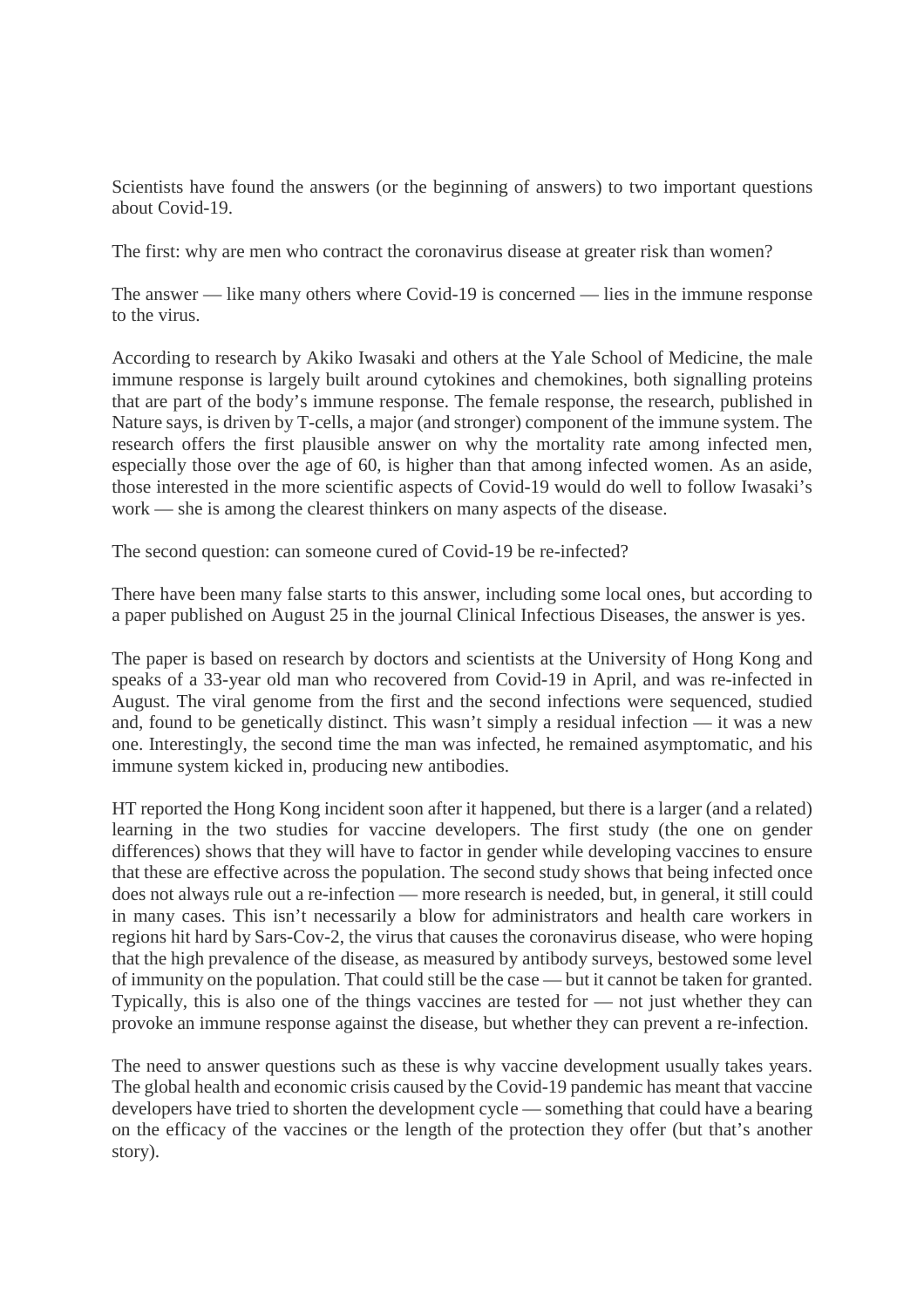Scientists have found the answers (or the beginning of answers) to two important questions about Covid-19.

The first: why are men who contract the coronavirus disease at greater risk than women?

The answer — like many others where Covid-19 is concerned — lies in the immune response to the virus.

According to research by Akiko Iwasaki and others at the Yale School of Medicine, the male immune response is largely built around cytokines and chemokines, both signalling proteins that are part of the body's immune response. The female response, the research, published in Nature says, is driven by T-cells, a major (and stronger) component of the immune system. The research offers the first plausible answer on why the mortality rate among infected men, especially those over the age of 60, is higher than that among infected women. As an aside, those interested in the more scientific aspects of Covid-19 would do well to follow Iwasaki's work — she is among the clearest thinkers on many aspects of the disease.

The second question: can someone cured of Covid-19 be re-infected?

There have been many false starts to this answer, including some local ones, but according to a paper published on August 25 in the journal Clinical Infectious Diseases, the answer is yes.

The paper is based on research by doctors and scientists at the University of Hong Kong and speaks of a 33-year old man who recovered from Covid-19 in April, and was re-infected in August. The viral genome from the first and the second infections were sequenced, studied and, found to be genetically distinct. This wasn't simply a residual infection — it was a new one. Interestingly, the second time the man was infected, he remained asymptomatic, and his immune system kicked in, producing new antibodies.

HT reported the Hong Kong incident soon after it happened, but there is a larger (and a related) learning in the two studies for vaccine developers. The first study (the one on gender differences) shows that they will have to factor in gender while developing vaccines to ensure that these are effective across the population. The second study shows that being infected once does not always rule out a re-infection — more research is needed, but, in general, it still could in many cases. This isn't necessarily a blow for administrators and health care workers in regions hit hard by Sars-Cov-2, the virus that causes the coronavirus disease, who were hoping that the high prevalence of the disease, as measured by antibody surveys, bestowed some level of immunity on the population. That could still be the case — but it cannot be taken for granted. Typically, this is also one of the things vaccines are tested for — not just whether they can provoke an immune response against the disease, but whether they can prevent a re-infection.

The need to answer questions such as these is why vaccine development usually takes years. The global health and economic crisis caused by the Covid-19 pandemic has meant that vaccine developers have tried to shorten the development cycle — something that could have a bearing on the efficacy of the vaccines or the length of the protection they offer (but that's another story).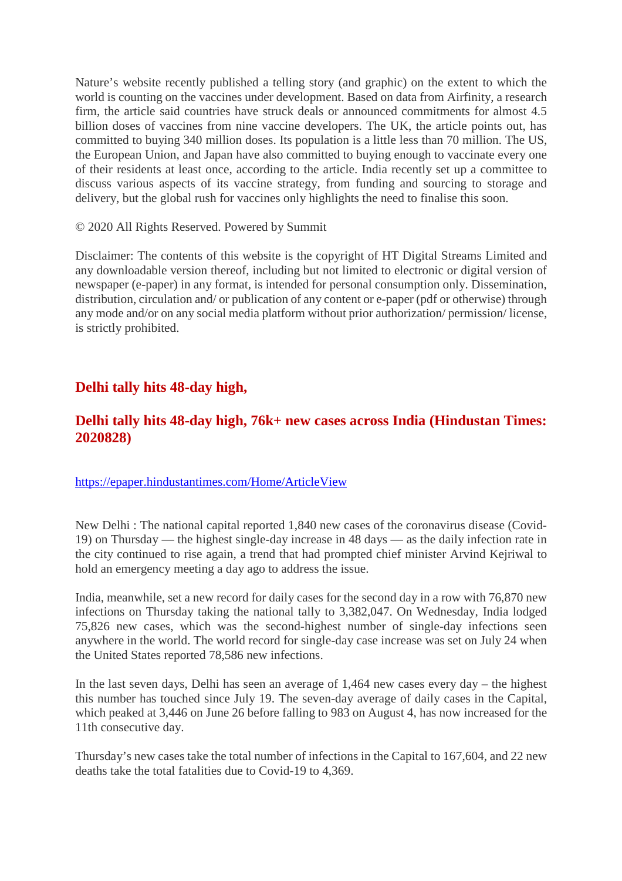Nature’s website recently published a telling story (and graphic) on the extent to which the world is counting on the vaccines under development. Based on data from Airfinity, a research firm, the article said countries have struck deals or announced commitments for almost 4.5 billion doses of vaccines from nine vaccine developers. The UK, the article points out, has committed to buying 340 million doses. Its population is a little less than 70 million. The US, the European Union, and Japan have also committed to buying enough to vaccinate every one of their residents at least once, according to the article. India recently set up a committee to discuss various aspects of its vaccine strategy, from funding and sourcing to storage and delivery, but the global rush for vaccines only highlights the need to finalise this soon.

© 2020 All Rights Reserved. Powered by Summit

Disclaimer: The contents of this website is the copyright of HT Digital Streams Limited and any downloadable version thereof, including but not limited to electronic or digital version of newspaper (e-paper) in any format, is intended for personal consumption only. Dissemination, distribution, circulation and/ or publication of any content or e-paper (pdf or otherwise) through any mode and/or on any social media platform without prior authorization/ permission/ license, is strictly prohibited.

## Delhi tally hits 48-day high,

## Delhi tally hits 48-day high, 76k+ new cases across India (Hindustan Times: 2020828)

https://epaper.hindustantimes.com/Home/ArticleView

New Delhi : The national capital reported 1,840 new cases of the coronavirus disease (Covid-19) on Thursday — the highest single-day increase in 48 days — as the daily infection rate in the city continued to rise again, a trend that had prompted chief minister Arvind Kejriwal to hold an emergency meeting a day ago to address the issue.

India, meanwhile, set a new record for daily cases for the second day in a row with 76,870 new infections on Thursday taking the national tally to 3,382,047. On Wednesday, India lodged 75,826 new cases, which was the second-highest number of single-day infections seen anywhere in the world. The world record for single-day case increase was set on July 24 when the United States reported 78,586 new infections.

In the last seven days, Delhi has seen an average of 1,464 new cases every day – the highest this number has touched since July 19. The seven-day average of daily cases in the Capital, which peaked at 3,446 on June 26 before falling to 983 on August 4, has now increased for the 11th consecutive day.

Thursday’s new cases take the total number of infections in the Capital to 167,604, and 22 new deaths take the total fatalities due to Covid-19 to 4,369.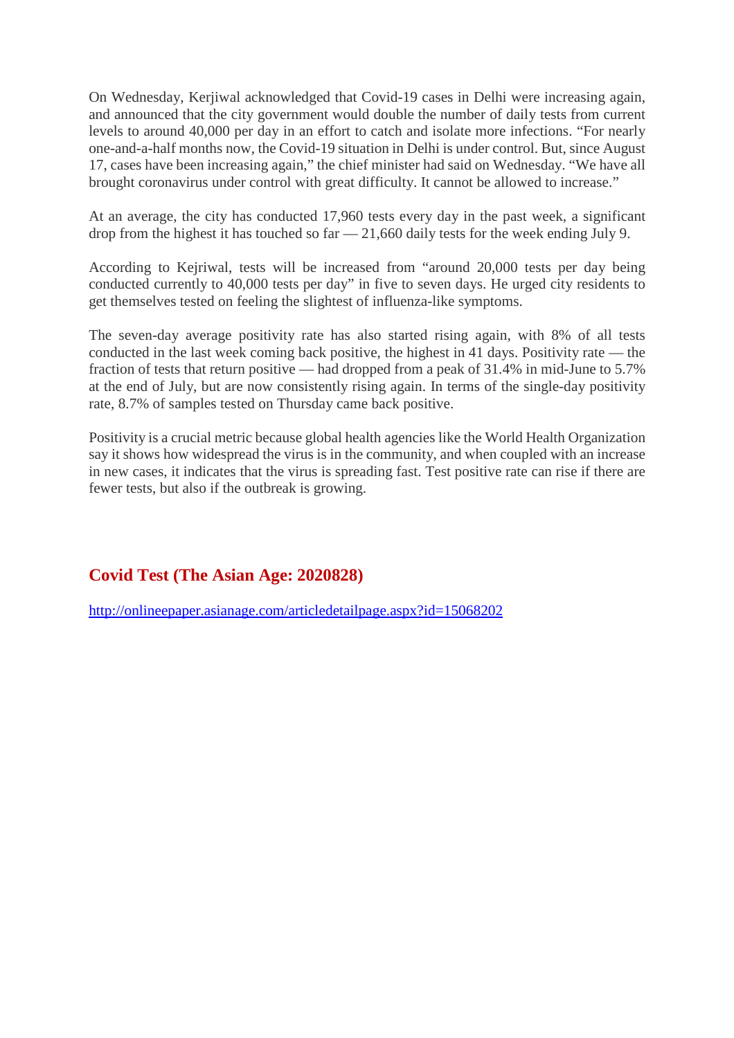On Wednesday, Kerjiwal acknowledged that Covid-19 cases in Delhi were increasing again, and announced that the city government would double the number of daily tests from current levels to around 40,000 per day in an effort to catch and isolate more infections. “For nearly one-and-a-half months now, the Covid-19 situation in Delhi is under control. But, since August 17, cases have been increasing again,” the chief minister had said on Wednesday. “We have all brought coronavirus under control with great difficulty. It cannot be allowed to increase.”

At an average, the city has conducted 17,960 tests every day in the past week, a significant drop from the highest it has touched so far — 21,660 daily tests for the week ending July 9.

According to Kejriwal, tests will be increased from “around 20,000 tests per day being conducted currently to 40,000 tests per day” in five to seven days. He urged city residents to get themselves tested on feeling the slightest of influenza-like symptoms.

The seven-day average positivity rate has also started rising again, with 8% of all tests conducted in the last week coming back positive, the highest in 41 days. Positivity rate — the fraction of tests that return positive — had dropped from a peak of 31.4% in mid-June to 5.7% at the end of July, but are now consistently rising again. In terms of the single-day positivity rate, 8.7% of samples tested on Thursday came back positive.

Positivity is a crucial metric because global health agencies like the World Health Organization say it shows how widespread the virus is in the community, and when coupled with an increase in new cases, it indicates that the virus is spreading fast. Test positive rate can rise if there are fewer tests, but also if the outbreak is growing.

## Covid Test (The Asian Age: 2020828)

http://onlineepaper.asianage.com/articledetailpage.aspx?id=15068202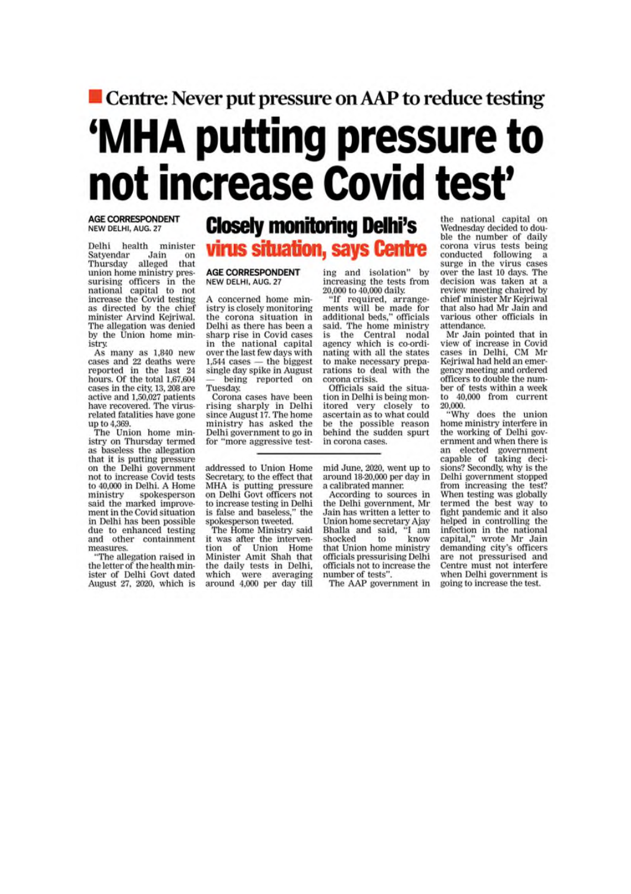## Centre: Never put pressure on AAP to reduce testing

# 'MHA putting pressure to not increase Covid test'

**AGE CORRESPONDENT**
NEW DELHI, AUG. 27

Delhi health minister Satyendar Jain on Thursday alleged that union home ministry pressurising officers in the national capital to not increase the Covid testing as directed by the chief minister Arvind Kejriwal. The allegation was denied by the Union home ministry.

As many as 1,840 new cases and 22 deaths were reported in the last 24 hours. Of the total 1,67,604 cases in the city, 13, 208 are active and 1,50,027 patients have recovered. The virus-related fatalities have gone up to 4,369.

The Union home ministry on Thursday termed as baseless the allegation that it is putting pressure on the Delhi government not to increase Covid tests to 40,000 in Delhi. A Home ministry spokesperson said the marked improvement in the Covid situation in Delhi has been possible due to enhanced testing and other containment measures.

"The allegation raised in the letter of the health minister of Delhi Govt dated August 27, 2020, which is addressed to Union Home Secretary, to the effect that MHA is putting pressure on Delhi Govt officers not to increase testing in Delhi is false and baseless," the spokesperson tweeted.

The Home Ministry said it was after the intervention of Union Home Minister Amit Shah that the daily tests in Delhi, which were averaging around 4,000 per day till mid June, 2020, went up to around 18-20,000 per day in a calibrated manner.

According to sources in the Delhi government, Mr Jain has written a letter to Union home secretary Ajay Bhalla and said, "I am shocked to know that Union home ministry officials pressurising Delhi officials not to increase the number of tests".

The AAP government in the national capital on Wednesday decided to double the number of daily corona virus tests being conducted following a surge in the virus cases over the last 10 days. The decision was taken at a review meeting chaired by chief minister Mr Kejriwal that also had Mr Jain and various other officials in attendance.

Mr Jain pointed that in view of increase in Covid cases in Delhi, CM Mr Kejriwal had held an emergency meeting and ordered officers to double the number of tests within a week to 40,000 from current 20,000.

"Why does the union home ministry interfere in the working of Delhi government and when there is an elected government capable of taking decisions? Secondly, why is the Delhi government stopped from increasing the test? When testing was globally termed the best way to fight pandemic and it also helped in controlling the infection in the national capital," wrote Mr Jain demanding city's officers are not pressurised and Centre must not interfere when Delhi government is going to increase the test.

## Closely monitoring Delhi's virus situation, says Centre

**AGE CORRESPONDENT**
NEW DELHI, AUG. 27

A concerned home ministry is closely monitoring the corona situation in Delhi as there has been a sharp rise in Covid cases over the last few days with 1,544 cases — the biggest single day spike in August — being reported on Tuesday.

Corona cases have been rising sharply in Delhi since August 17. The home ministry has asked the Delhi government to go in for "more aggressive testing and isolation" by increasing the tests from 20,000 to 40,000 daily.

"If required, arrangements will be made for additional beds," officials said. The home ministry is the Central nodal agency which is co-ordinating with all the states to make necessary preparations to deal with the corona crisis.

Officials said the situation in Delhi is being monitored very closely to ascertain as to what could be the possible reason behind the sudden spurt in corona cases.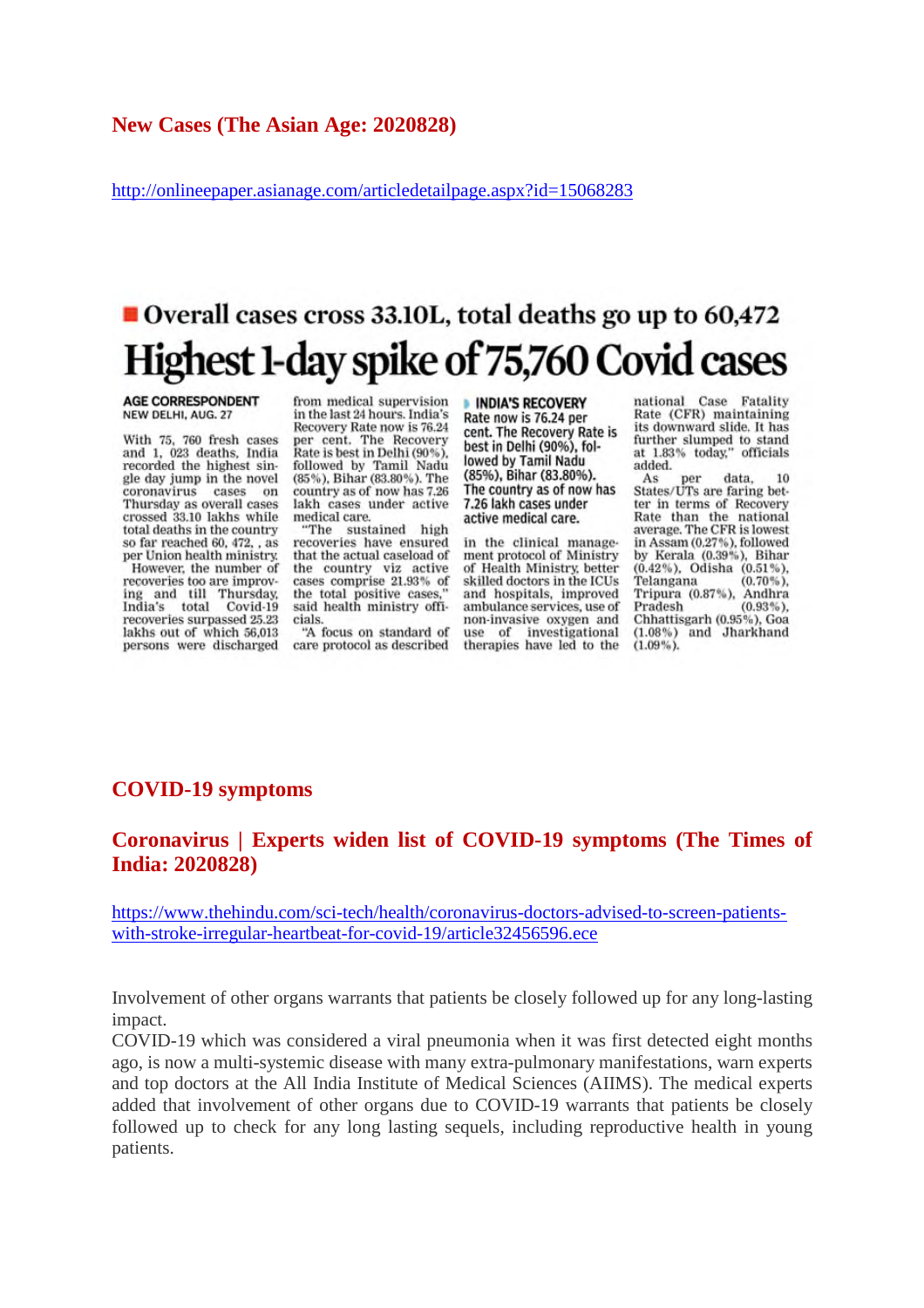## New Cases (The Asian Age: 2020828)

http://onlineepaper.asianage.com/articledetailpage.aspx?id=15068283

■ **Overall cases cross 33.10L, total deaths go up to 60,472**

# Highest 1-day spike of 75,760 Covid cases

**AGE CORRESPONDENT**
NEW DELHI, AUG. 27

With 75, 760 fresh cases and 1, 023 deaths, India recorded the highest single day jump in the novel coronavirus cases on Thursday as overall cases crossed 33.10 lakhs while total deaths in the country so far reached 60, 472, , as per Union health ministry.

However, the number of recoveries too are improving and till Thursday, India's total Covid-19 recoveries surpassed 25.23 lakhs out of which 56,013 persons were discharged from medical supervision in the last 24 hours. India's Recovery Rate now is 76.24 per cent. The Recovery Rate is best in Delhi (90%), followed by Tamil Nadu (85%), Bihar (83.80%). The country as of now has 7.26 lakh cases under active medical care.

"The sustained high recoveries have ensured that the actual caseload of the country viz active cases comprise 21.93% of the total positive cases," said health ministry officials.

"A focus on standard of care protocol as described in the clinical management protocol of Ministry of Health Ministry, better skilled doctors in the ICUs and hospitals, improved ambulance services, use of non-invasive oxygen and use of investigational therapies have led to the national Case Fatality Rate (CFR) maintaining its downward slide. It has further slumped to stand at 1.83% today," officials added.

**▸ INDIA'S RECOVERY Rate now is 76.24 per cent. The Recovery Rate is best in Delhi (90%), followed by Tamil Nadu (85%), Bihar (83.80%). The country as of now has 7.26 lakh cases under active medical care.**

As per data, 10 States/UTs are faring better in terms of Recovery Rate than the national average. The CFR is lowest in Assam (0.27%), followed by Kerala (0.39%), Bihar (0.42%), Odisha (0.51%), Telangana (0.70%), Tripura (0.87%), Andhra Pradesh (0.93%), Chhattisgarh (0.95%), Goa (1.08%) and Jharkhand (1.09%).

## COVID-19 symptoms

## Coronavirus | Experts widen list of COVID-19 symptoms (The Times of India: 2020828)

https://www.thehindu.com/sci-tech/health/coronavirus-doctors-advised-to-screen-patients-with-stroke-irregular-heartbeat-for-covid-19/article32456596.ece

Involvement of other organs warrants that patients be closely followed up for any long-lasting impact.

COVID-19 which was considered a viral pneumonia when it was first detected eight months ago, is now a multi-systemic disease with many extra-pulmonary manifestations, warn experts and top doctors at the All India Institute of Medical Sciences (AIIMS). The medical experts added that involvement of other organs due to COVID-19 warrants that patients be closely followed up to check for any long lasting sequels, including reproductive health in young patients.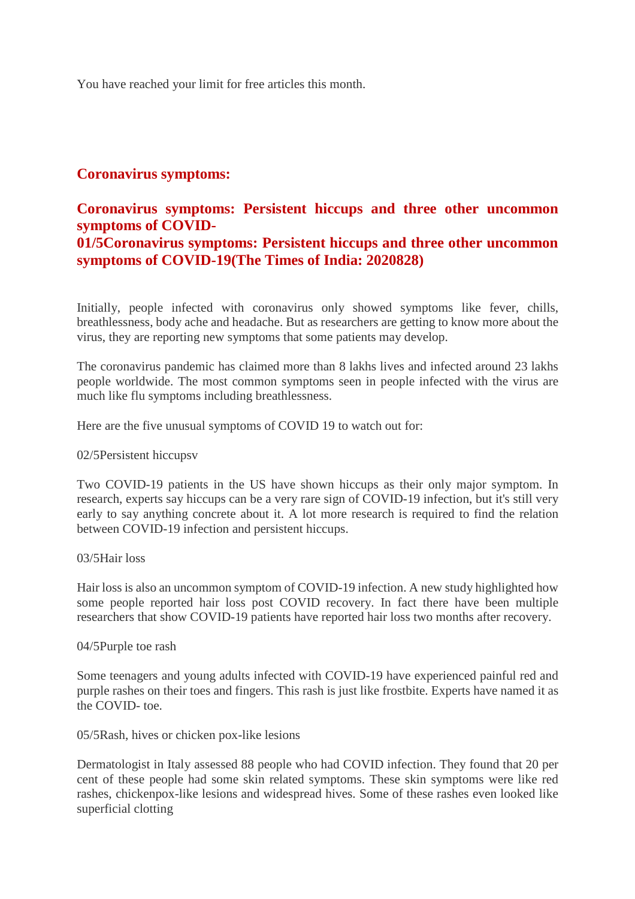You have reached your limit for free articles this month.

## Coronavirus symptoms:

## Coronavirus symptoms: Persistent hiccups and three other uncommon symptoms of COVID-

## 01/5Coronavirus symptoms: Persistent hiccups and three other uncommon symptoms of COVID-19(The Times of India: 2020828)

Initially, people infected with coronavirus only showed symptoms like fever, chills, breathlessness, body ache and headache. But as researchers are getting to know more about the virus, they are reporting new symptoms that some patients may develop.

The coronavirus pandemic has claimed more than 8 lakhs lives and infected around 23 lakhs people worldwide. The most common symptoms seen in people infected with the virus are much like flu symptoms including breathlessness.

Here are the five unusual symptoms of COVID 19 to watch out for:

02/5Persistent hiccupsv

Two COVID-19 patients in the US have shown hiccups as their only major symptom. In research, experts say hiccups can be a very rare sign of COVID-19 infection, but it's still very early to say anything concrete about it. A lot more research is required to find the relation between COVID-19 infection and persistent hiccups.

03/5Hair loss

Hair loss is also an uncommon symptom of COVID-19 infection. A new study highlighted how some people reported hair loss post COVID recovery. In fact there have been multiple researchers that show COVID-19 patients have reported hair loss two months after recovery.

04/5Purple toe rash

Some teenagers and young adults infected with COVID-19 have experienced painful red and purple rashes on their toes and fingers. This rash is just like frostbite. Experts have named it as the COVID- toe.

05/5Rash, hives or chicken pox-like lesions

Dermatologist in Italy assessed 88 people who had COVID infection. They found that 20 per cent of these people had some skin related symptoms. These skin symptoms were like red rashes, chickenpox-like lesions and widespread hives. Some of these rashes even looked like superficial clotting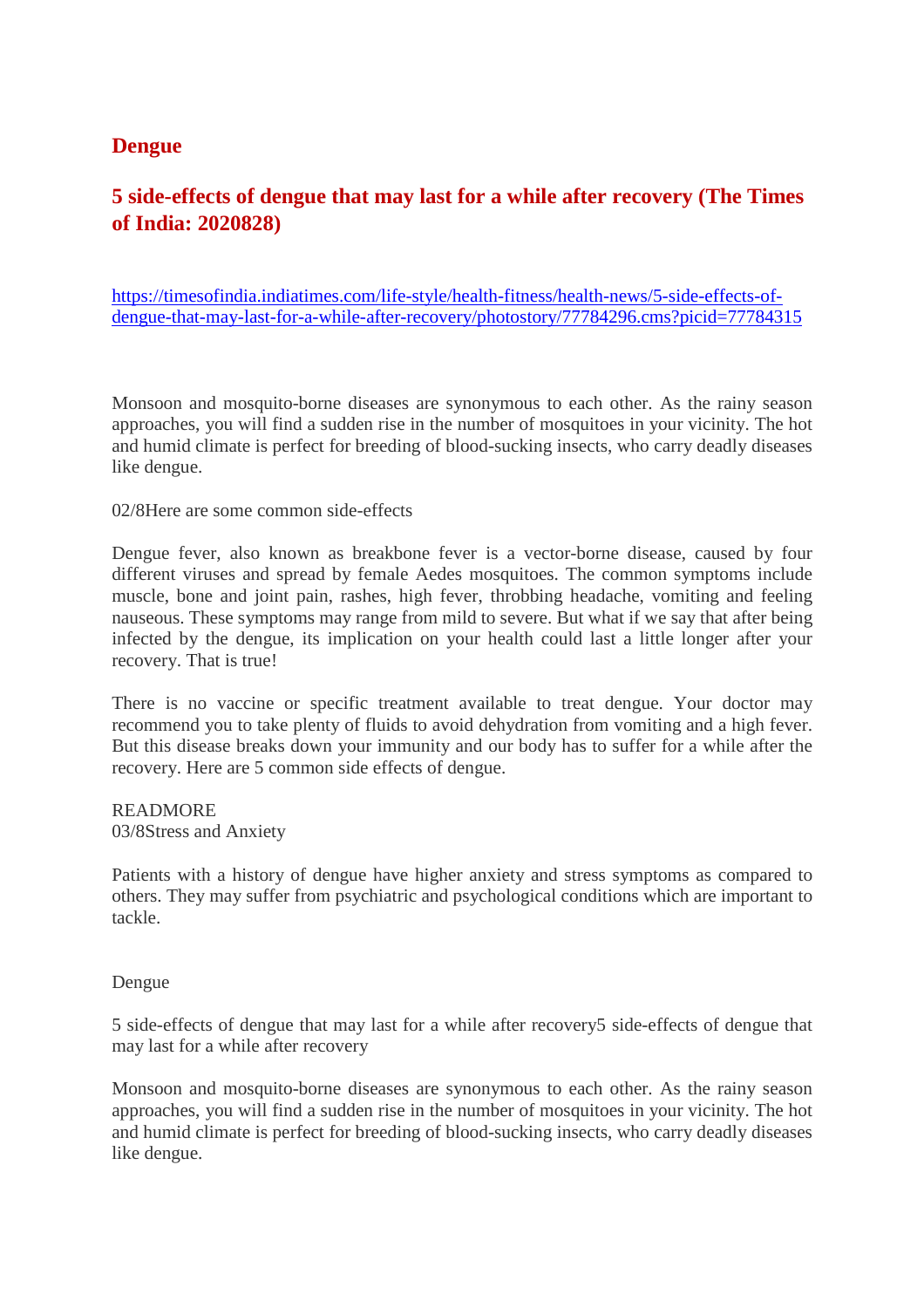## Dengue

## 5 side-effects of dengue that may last for a while after recovery (The Times of India: 2020828)

https://timesofindia.indiatimes.com/life-style/health-fitness/health-news/5-side-effects-of-dengue-that-may-last-for-a-while-after-recovery/photostory/77784296.cms?picid=77784315

Monsoon and mosquito-borne diseases are synonymous to each other. As the rainy season approaches, you will find a sudden rise in the number of mosquitoes in your vicinity. The hot and humid climate is perfect for breeding of blood-sucking insects, who carry deadly diseases like dengue.

02/8Here are some common side-effects

Dengue fever, also known as breakbone fever is a vector-borne disease, caused by four different viruses and spread by female Aedes mosquitoes. The common symptoms include muscle, bone and joint pain, rashes, high fever, throbbing headache, vomiting and feeling nauseous. These symptoms may range from mild to severe. But what if we say that after being infected by the dengue, its implication on your health could last a little longer after your recovery. That is true!

There is no vaccine or specific treatment available to treat dengue. Your doctor may recommend you to take plenty of fluids to avoid dehydration from vomiting and a high fever. But this disease breaks down your immunity and our body has to suffer for a while after the recovery. Here are 5 common side effects of dengue.

READMORE
03/8Stress and Anxiety

Patients with a history of dengue have higher anxiety and stress symptoms as compared to others. They may suffer from psychiatric and psychological conditions which are important to tackle.

Dengue

5 side-effects of dengue that may last for a while after recovery5 side-effects of dengue that may last for a while after recovery

Monsoon and mosquito-borne diseases are synonymous to each other. As the rainy season approaches, you will find a sudden rise in the number of mosquitoes in your vicinity. The hot and humid climate is perfect for breeding of blood-sucking insects, who carry deadly diseases like dengue.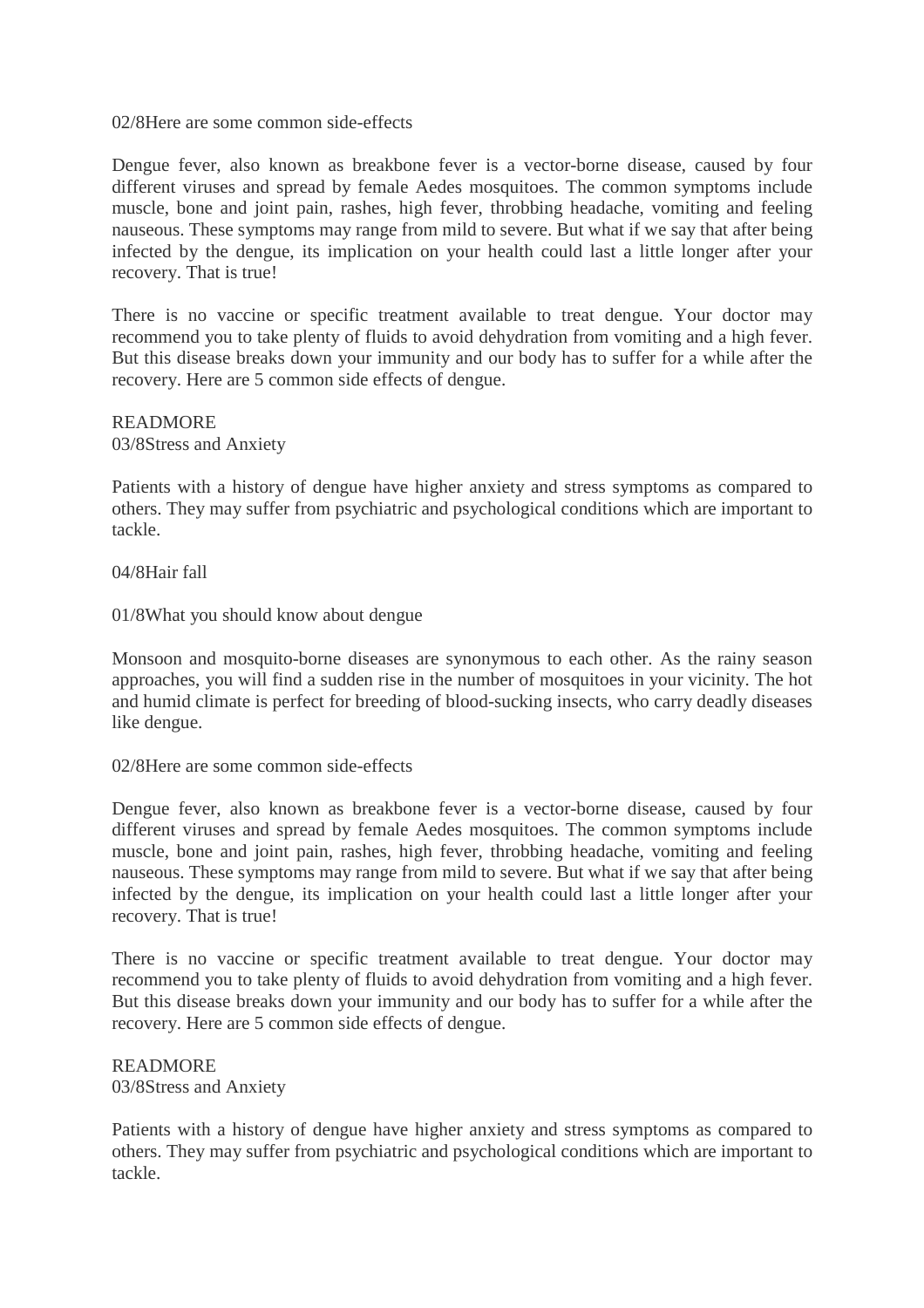02/8Here are some common side-effects

Dengue fever, also known as breakbone fever is a vector-borne disease, caused by four different viruses and spread by female Aedes mosquitoes. The common symptoms include muscle, bone and joint pain, rashes, high fever, throbbing headache, vomiting and feeling nauseous. These symptoms may range from mild to severe. But what if we say that after being infected by the dengue, its implication on your health could last a little longer after your recovery. That is true!

There is no vaccine or specific treatment available to treat dengue. Your doctor may recommend you to take plenty of fluids to avoid dehydration from vomiting and a high fever. But this disease breaks down your immunity and our body has to suffer for a while after the recovery. Here are 5 common side effects of dengue.

READMORE
03/8Stress and Anxiety

Patients with a history of dengue have higher anxiety and stress symptoms as compared to others. They may suffer from psychiatric and psychological conditions which are important to tackle.

04/8Hair fall

01/8What you should know about dengue

Monsoon and mosquito-borne diseases are synonymous to each other. As the rainy season approaches, you will find a sudden rise in the number of mosquitoes in your vicinity. The hot and humid climate is perfect for breeding of blood-sucking insects, who carry deadly diseases like dengue.

02/8Here are some common side-effects

Dengue fever, also known as breakbone fever is a vector-borne disease, caused by four different viruses and spread by female Aedes mosquitoes. The common symptoms include muscle, bone and joint pain, rashes, high fever, throbbing headache, vomiting and feeling nauseous. These symptoms may range from mild to severe. But what if we say that after being infected by the dengue, its implication on your health could last a little longer after your recovery. That is true!

There is no vaccine or specific treatment available to treat dengue. Your doctor may recommend you to take plenty of fluids to avoid dehydration from vomiting and a high fever. But this disease breaks down your immunity and our body has to suffer for a while after the recovery. Here are 5 common side effects of dengue.

READMORE
03/8Stress and Anxiety

Patients with a history of dengue have higher anxiety and stress symptoms as compared to others. They may suffer from psychiatric and psychological conditions which are important to tackle.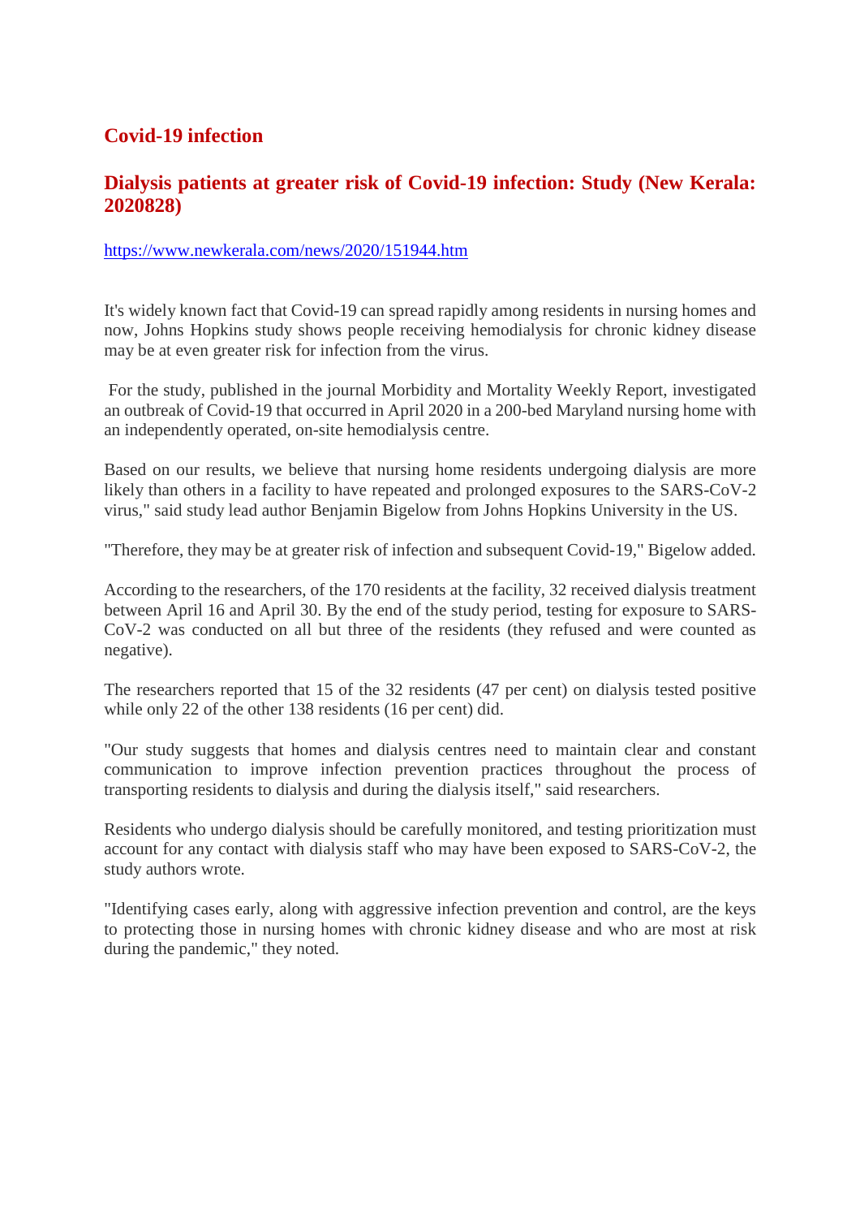## Covid-19 infection

### Dialysis patients at greater risk of Covid-19 infection: Study (New Kerala: 2020828)

https://www.newkerala.com/news/2020/151944.htm

It's widely known fact that Covid-19 can spread rapidly among residents in nursing homes and now, Johns Hopkins study shows people receiving hemodialysis for chronic kidney disease may be at even greater risk for infection from the virus.

For the study, published in the journal Morbidity and Mortality Weekly Report, investigated an outbreak of Covid-19 that occurred in April 2020 in a 200-bed Maryland nursing home with an independently operated, on-site hemodialysis centre.

Based on our results, we believe that nursing home residents undergoing dialysis are more likely than others in a facility to have repeated and prolonged exposures to the SARS-CoV-2 virus," said study lead author Benjamin Bigelow from Johns Hopkins University in the US.

"Therefore, they may be at greater risk of infection and subsequent Covid-19," Bigelow added.

According to the researchers, of the 170 residents at the facility, 32 received dialysis treatment between April 16 and April 30. By the end of the study period, testing for exposure to SARS-CoV-2 was conducted on all but three of the residents (they refused and were counted as negative).

The researchers reported that 15 of the 32 residents (47 per cent) on dialysis tested positive while only 22 of the other 138 residents (16 per cent) did.

"Our study suggests that homes and dialysis centres need to maintain clear and constant communication to improve infection prevention practices throughout the process of transporting residents to dialysis and during the dialysis itself," said researchers.

Residents who undergo dialysis should be carefully monitored, and testing prioritization must account for any contact with dialysis staff who may have been exposed to SARS-CoV-2, the study authors wrote.

"Identifying cases early, along with aggressive infection prevention and control, are the keys to protecting those in nursing homes with chronic kidney disease and who are most at risk during the pandemic," they noted.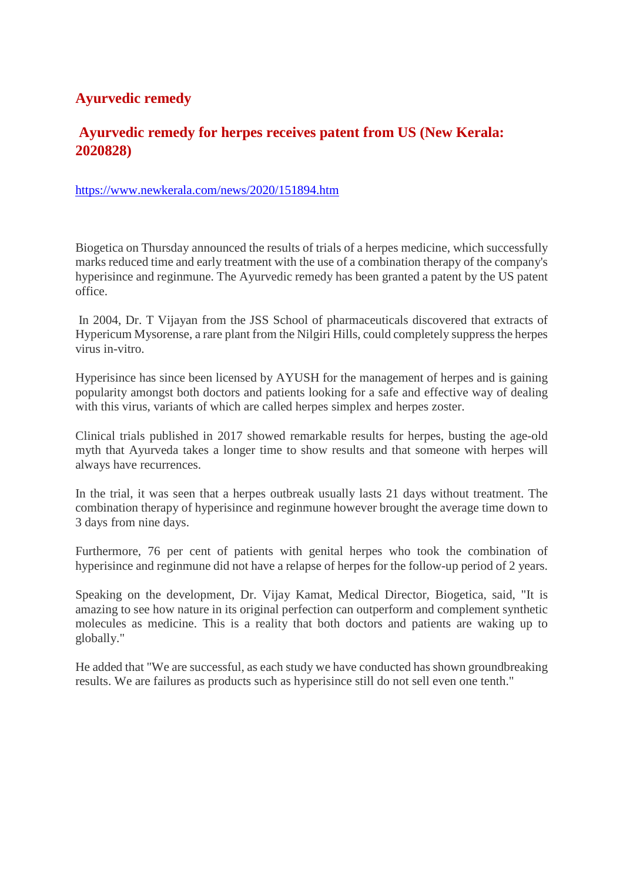## Ayurvedic remedy

## Ayurvedic remedy for herpes receives patent from US (New Kerala: 2020828)

https://www.newkerala.com/news/2020/151894.htm

Biogetica on Thursday announced the results of trials of a herpes medicine, which successfully marks reduced time and early treatment with the use of a combination therapy of the company's hyperisince and reginmune. The Ayurvedic remedy has been granted a patent by the US patent office.

In 2004, Dr. T Vijayan from the JSS School of pharmaceuticals discovered that extracts of Hypericum Mysorense, a rare plant from the Nilgiri Hills, could completely suppress the herpes virus in-vitro.

Hyperisince has since been licensed by AYUSH for the management of herpes and is gaining popularity amongst both doctors and patients looking for a safe and effective way of dealing with this virus, variants of which are called herpes simplex and herpes zoster.

Clinical trials published in 2017 showed remarkable results for herpes, busting the age-old myth that Ayurveda takes a longer time to show results and that someone with herpes will always have recurrences.

In the trial, it was seen that a herpes outbreak usually lasts 21 days without treatment. The combination therapy of hyperisince and reginmune however brought the average time down to 3 days from nine days.

Furthermore, 76 per cent of patients with genital herpes who took the combination of hyperisince and reginmune did not have a relapse of herpes for the follow-up period of 2 years.

Speaking on the development, Dr. Vijay Kamat, Medical Director, Biogetica, said, "It is amazing to see how nature in its original perfection can outperform and complement synthetic molecules as medicine. This is a reality that both doctors and patients are waking up to globally."

He added that "We are successful, as each study we have conducted has shown groundbreaking results. We are failures as products such as hyperisince still do not sell even one tenth."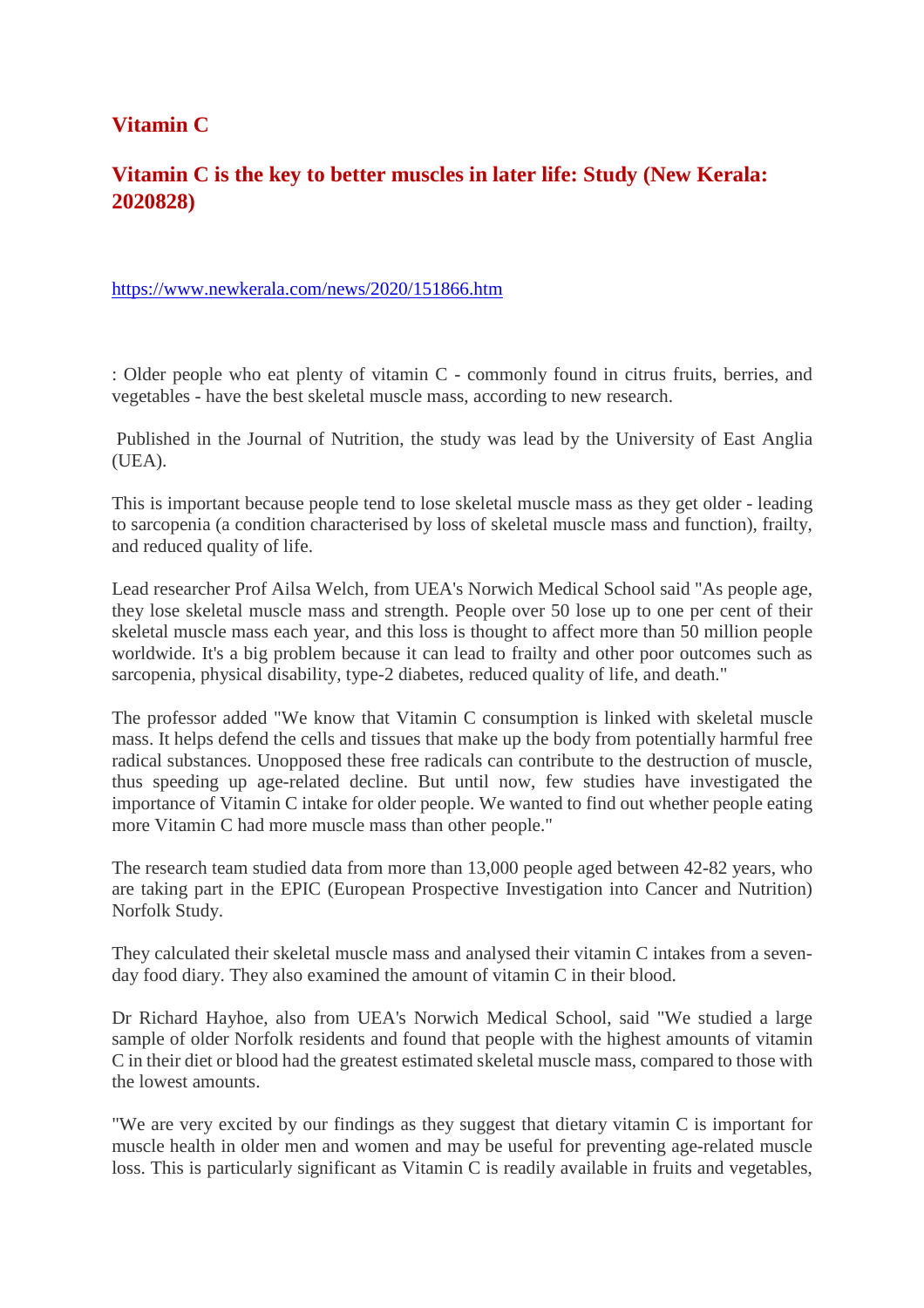# Vitamin C

## Vitamin C is the key to better muscles in later life: Study (New Kerala: 2020828)

https://www.newkerala.com/news/2020/151866.htm

: Older people who eat plenty of vitamin C - commonly found in citrus fruits, berries, and vegetables - have the best skeletal muscle mass, according to new research.

Published in the Journal of Nutrition, the study was lead by the University of East Anglia (UEA).

This is important because people tend to lose skeletal muscle mass as they get older - leading to sarcopenia (a condition characterised by loss of skeletal muscle mass and function), frailty, and reduced quality of life.

Lead researcher Prof Ailsa Welch, from UEA's Norwich Medical School said "As people age, they lose skeletal muscle mass and strength. People over 50 lose up to one per cent of their skeletal muscle mass each year, and this loss is thought to affect more than 50 million people worldwide. It's a big problem because it can lead to frailty and other poor outcomes such as sarcopenia, physical disability, type-2 diabetes, reduced quality of life, and death."

The professor added "We know that Vitamin C consumption is linked with skeletal muscle mass. It helps defend the cells and tissues that make up the body from potentially harmful free radical substances. Unopposed these free radicals can contribute to the destruction of muscle, thus speeding up age-related decline. But until now, few studies have investigated the importance of Vitamin C intake for older people. We wanted to find out whether people eating more Vitamin C had more muscle mass than other people."

The research team studied data from more than 13,000 people aged between 42-82 years, who are taking part in the EPIC (European Prospective Investigation into Cancer and Nutrition) Norfolk Study.

They calculated their skeletal muscle mass and analysed their vitamin C intakes from a seven-day food diary. They also examined the amount of vitamin C in their blood.

Dr Richard Hayhoe, also from UEA's Norwich Medical School, said "We studied a large sample of older Norfolk residents and found that people with the highest amounts of vitamin C in their diet or blood had the greatest estimated skeletal muscle mass, compared to those with the lowest amounts.

"We are very excited by our findings as they suggest that dietary vitamin C is important for muscle health in older men and women and may be useful for preventing age-related muscle loss. This is particularly significant as Vitamin C is readily available in fruits and vegetables,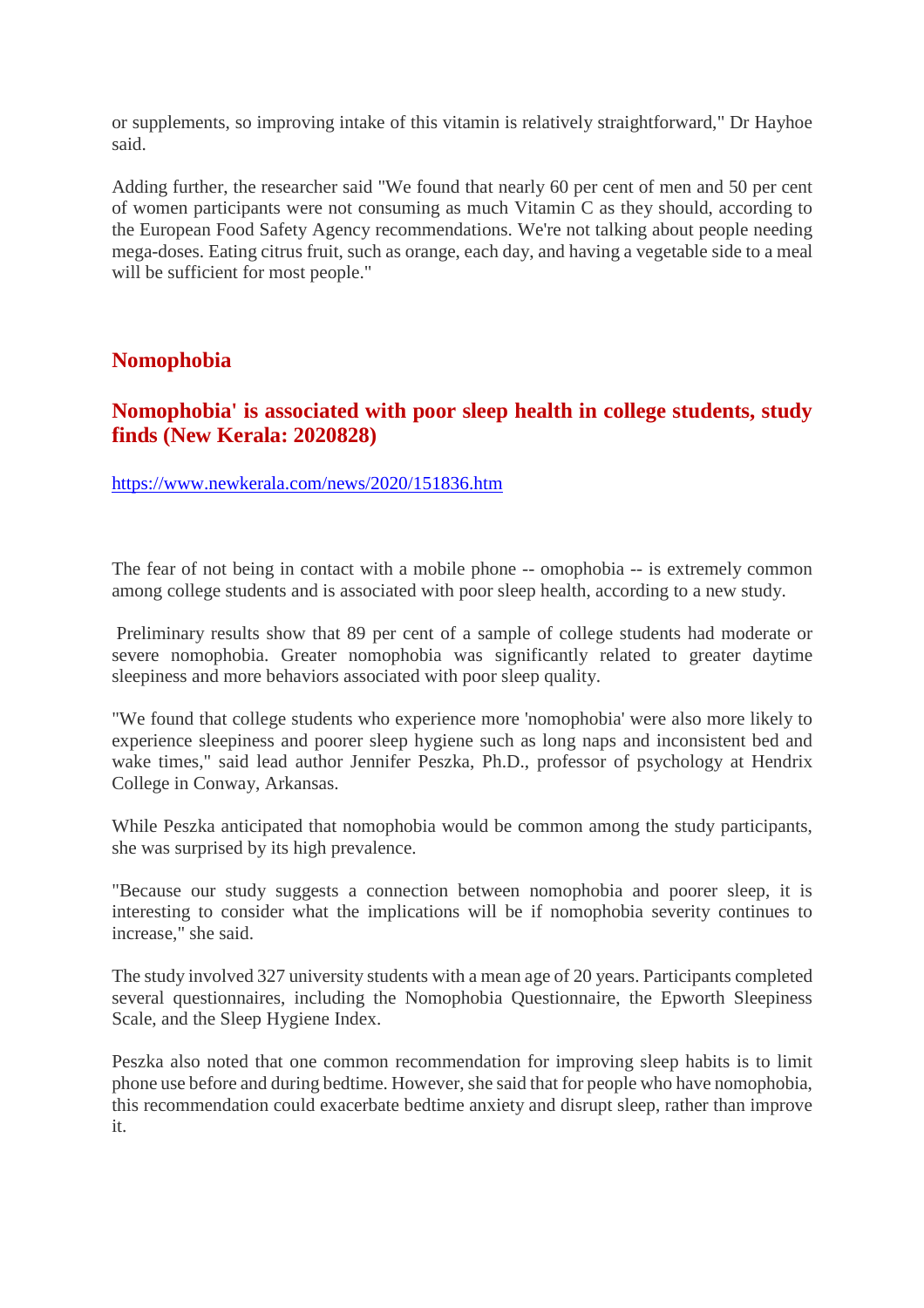or supplements, so improving intake of this vitamin is relatively straightforward," Dr Hayhoe said.

Adding further, the researcher said "We found that nearly 60 per cent of men and 50 per cent of women participants were not consuming as much Vitamin C as they should, according to the European Food Safety Agency recommendations. We're not talking about people needing mega-doses. Eating citrus fruit, such as orange, each day, and having a vegetable side to a meal will be sufficient for most people."

## Nomophobia

## Nomophobia' is associated with poor sleep health in college students, study finds (New Kerala: 2020828)

https://www.newkerala.com/news/2020/151836.htm

The fear of not being in contact with a mobile phone -- omophobia -- is extremely common among college students and is associated with poor sleep health, according to a new study.

Preliminary results show that 89 per cent of a sample of college students had moderate or severe nomophobia. Greater nomophobia was significantly related to greater daytime sleepiness and more behaviors associated with poor sleep quality.

"We found that college students who experience more 'nomophobia' were also more likely to experience sleepiness and poorer sleep hygiene such as long naps and inconsistent bed and wake times," said lead author Jennifer Peszka, Ph.D., professor of psychology at Hendrix College in Conway, Arkansas.

While Peszka anticipated that nomophobia would be common among the study participants, she was surprised by its high prevalence.

"Because our study suggests a connection between nomophobia and poorer sleep, it is interesting to consider what the implications will be if nomophobia severity continues to increase," she said.

The study involved 327 university students with a mean age of 20 years. Participants completed several questionnaires, including the Nomophobia Questionnaire, the Epworth Sleepiness Scale, and the Sleep Hygiene Index.

Peszka also noted that one common recommendation for improving sleep habits is to limit phone use before and during bedtime. However, she said that for people who have nomophobia, this recommendation could exacerbate bedtime anxiety and disrupt sleep, rather than improve it.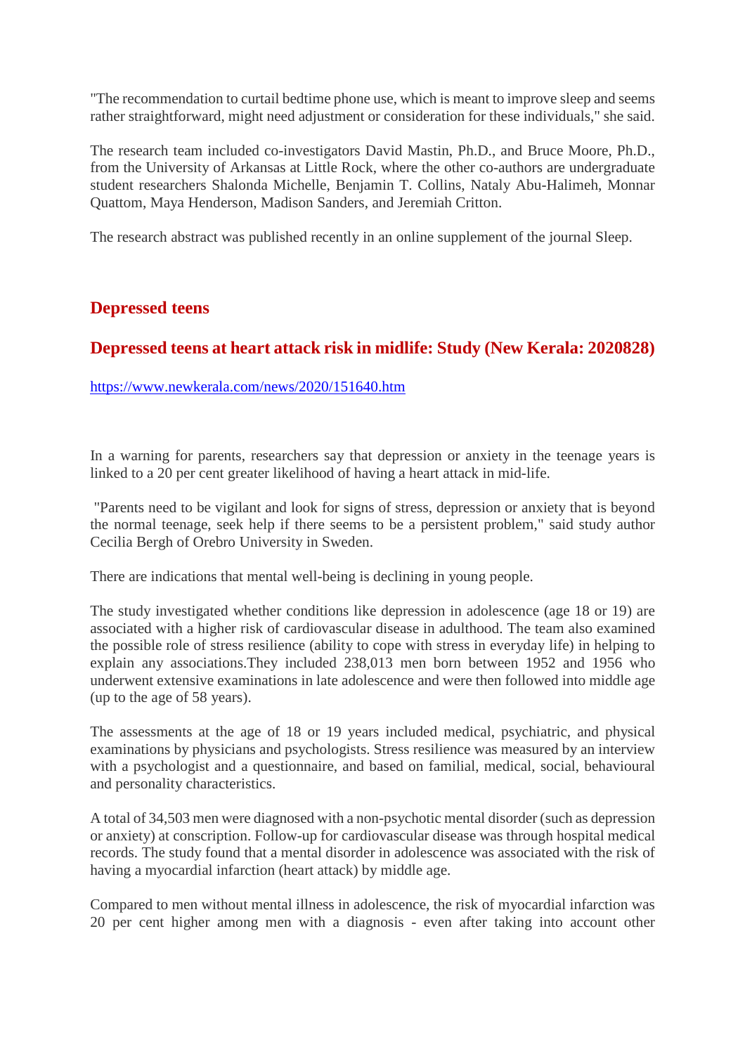"The recommendation to curtail bedtime phone use, which is meant to improve sleep and seems rather straightforward, might need adjustment or consideration for these individuals," she said.

The research team included co-investigators David Mastin, Ph.D., and Bruce Moore, Ph.D., from the University of Arkansas at Little Rock, where the other co-authors are undergraduate student researchers Shalonda Michelle, Benjamin T. Collins, Nataly Abu-Halimeh, Monnar Quattom, Maya Henderson, Madison Sanders, and Jeremiah Critton.

The research abstract was published recently in an online supplement of the journal Sleep.

## Depressed teens

## Depressed teens at heart attack risk in midlife: Study (New Kerala: 2020828)

https://www.newkerala.com/news/2020/151640.htm

In a warning for parents, researchers say that depression or anxiety in the teenage years is linked to a 20 per cent greater likelihood of having a heart attack in mid-life.

"Parents need to be vigilant and look for signs of stress, depression or anxiety that is beyond the normal teenage, seek help if there seems to be a persistent problem," said study author Cecilia Bergh of Orebro University in Sweden.

There are indications that mental well-being is declining in young people.

The study investigated whether conditions like depression in adolescence (age 18 or 19) are associated with a higher risk of cardiovascular disease in adulthood. The team also examined the possible role of stress resilience (ability to cope with stress in everyday life) in helping to explain any associations.They included 238,013 men born between 1952 and 1956 who underwent extensive examinations in late adolescence and were then followed into middle age (up to the age of 58 years).

The assessments at the age of 18 or 19 years included medical, psychiatric, and physical examinations by physicians and psychologists. Stress resilience was measured by an interview with a psychologist and a questionnaire, and based on familial, medical, social, behavioural and personality characteristics.

A total of 34,503 men were diagnosed with a non-psychotic mental disorder (such as depression or anxiety) at conscription. Follow-up for cardiovascular disease was through hospital medical records. The study found that a mental disorder in adolescence was associated with the risk of having a myocardial infarction (heart attack) by middle age.

Compared to men without mental illness in adolescence, the risk of myocardial infarction was 20 per cent higher among men with a diagnosis - even after taking into account other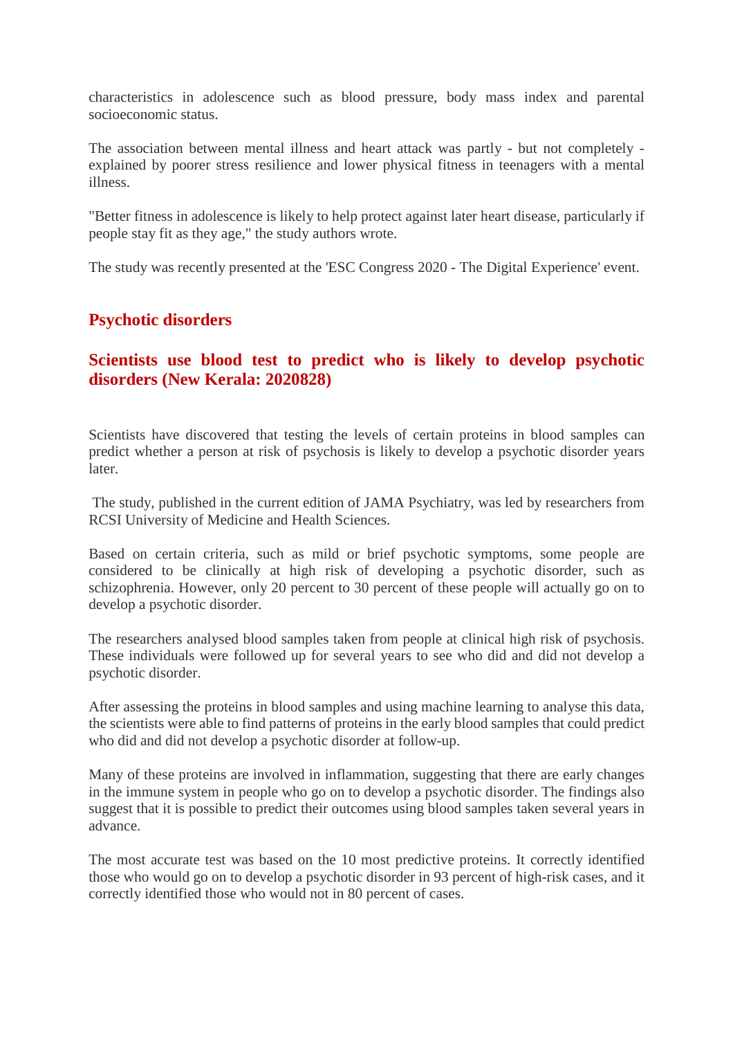characteristics in adolescence such as blood pressure, body mass index and parental socioeconomic status.

The association between mental illness and heart attack was partly - but not completely - explained by poorer stress resilience and lower physical fitness in teenagers with a mental illness.

"Better fitness in adolescence is likely to help protect against later heart disease, particularly if people stay fit as they age," the study authors wrote.

The study was recently presented at the 'ESC Congress 2020 - The Digital Experience' event.

## Psychotic disorders

## Scientists use blood test to predict who is likely to develop psychotic disorders (New Kerala: 2020828)

Scientists have discovered that testing the levels of certain proteins in blood samples can predict whether a person at risk of psychosis is likely to develop a psychotic disorder years later.

The study, published in the current edition of JAMA Psychiatry, was led by researchers from RCSI University of Medicine and Health Sciences.

Based on certain criteria, such as mild or brief psychotic symptoms, some people are considered to be clinically at high risk of developing a psychotic disorder, such as schizophrenia. However, only 20 percent to 30 percent of these people will actually go on to develop a psychotic disorder.

The researchers analysed blood samples taken from people at clinical high risk of psychosis. These individuals were followed up for several years to see who did and did not develop a psychotic disorder.

After assessing the proteins in blood samples and using machine learning to analyse this data, the scientists were able to find patterns of proteins in the early blood samples that could predict who did and did not develop a psychotic disorder at follow-up.

Many of these proteins are involved in inflammation, suggesting that there are early changes in the immune system in people who go on to develop a psychotic disorder. The findings also suggest that it is possible to predict their outcomes using blood samples taken several years in advance.

The most accurate test was based on the 10 most predictive proteins. It correctly identified those who would go on to develop a psychotic disorder in 93 percent of high-risk cases, and it correctly identified those who would not in 80 percent of cases.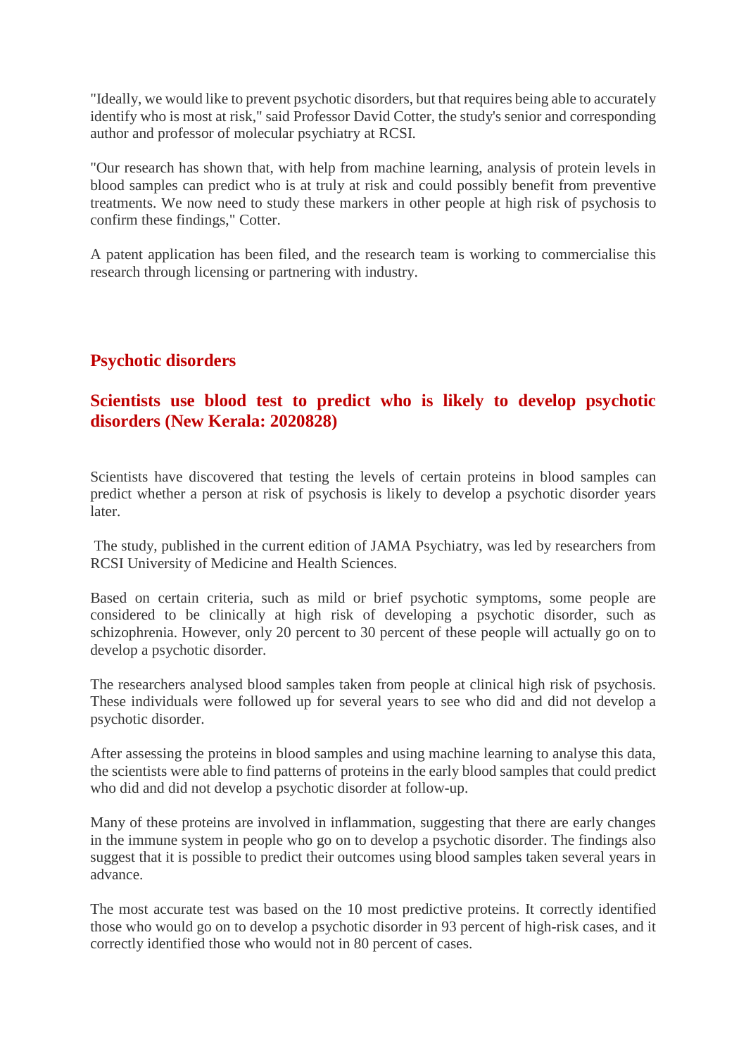"Ideally, we would like to prevent psychotic disorders, but that requires being able to accurately identify who is most at risk," said Professor David Cotter, the study's senior and corresponding author and professor of molecular psychiatry at RCSI.

"Our research has shown that, with help from machine learning, analysis of protein levels in blood samples can predict who is at truly at risk and could possibly benefit from preventive treatments. We now need to study these markers in other people at high risk of psychosis to confirm these findings," Cotter.

A patent application has been filed, and the research team is working to commercialise this research through licensing or partnering with industry.

## Psychotic disorders

### Scientists use blood test to predict who is likely to develop psychotic disorders (New Kerala: 2020828)

Scientists have discovered that testing the levels of certain proteins in blood samples can predict whether a person at risk of psychosis is likely to develop a psychotic disorder years later.

The study, published in the current edition of JAMA Psychiatry, was led by researchers from RCSI University of Medicine and Health Sciences.

Based on certain criteria, such as mild or brief psychotic symptoms, some people are considered to be clinically at high risk of developing a psychotic disorder, such as schizophrenia. However, only 20 percent to 30 percent of these people will actually go on to develop a psychotic disorder.

The researchers analysed blood samples taken from people at clinical high risk of psychosis. These individuals were followed up for several years to see who did and did not develop a psychotic disorder.

After assessing the proteins in blood samples and using machine learning to analyse this data, the scientists were able to find patterns of proteins in the early blood samples that could predict who did and did not develop a psychotic disorder at follow-up.

Many of these proteins are involved in inflammation, suggesting that there are early changes in the immune system in people who go on to develop a psychotic disorder. The findings also suggest that it is possible to predict their outcomes using blood samples taken several years in advance.

The most accurate test was based on the 10 most predictive proteins. It correctly identified those who would go on to develop a psychotic disorder in 93 percent of high-risk cases, and it correctly identified those who would not in 80 percent of cases.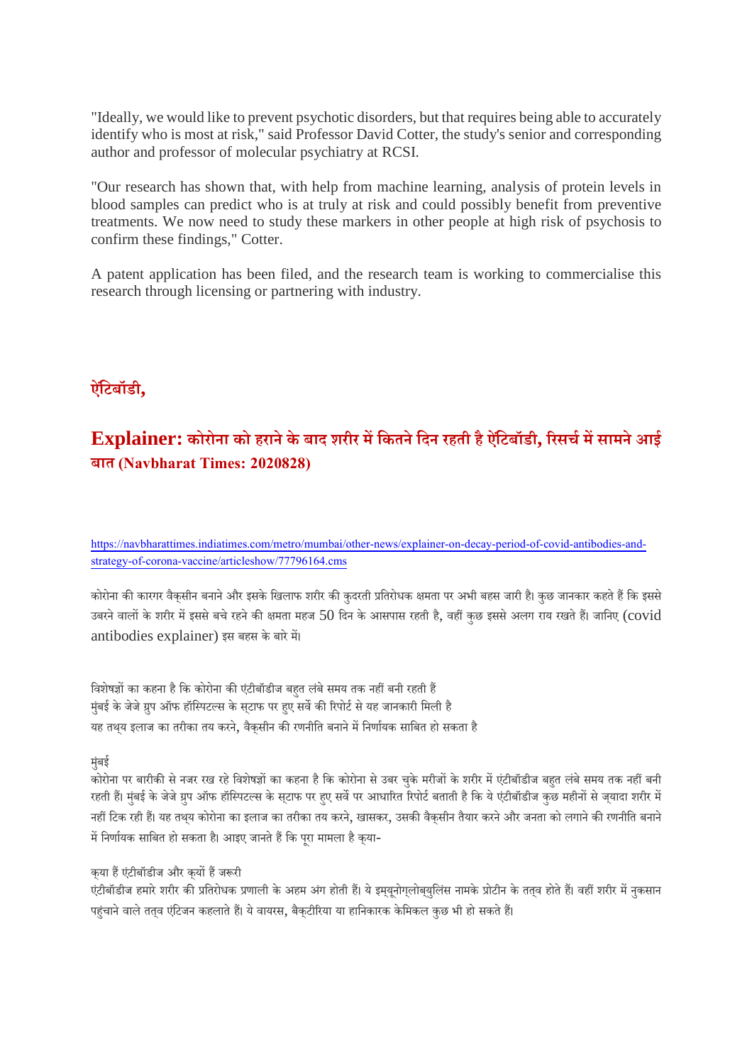"Ideally, we would like to prevent psychotic disorders, but that requires being able to accurately identify who is most at risk," said Professor David Cotter, the study's senior and corresponding author and professor of molecular psychiatry at RCSI.

"Our research has shown that, with help from machine learning, analysis of protein levels in blood samples can predict who is at truly at risk and could possibly benefit from preventive treatments. We now need to study these markers in other people at high risk of psychosis to confirm these findings," Cotter.

A patent application has been filed, and the research team is working to commercialise this research through licensing or partnering with industry.

## ऐंटिबॉडी,

## Explainer: कोरोना को हराने के बाद शरीर में कितने दिन रहती है ऐंटिबॉडी, रिसर्च में सामने आई बात (Navbharat Times: 2020828)

https://navbharattimes.indiatimes.com/metro/mumbai/other-news/explainer-on-decay-period-of-covid-antibodies-and-strategy-of-corona-vaccine/articleshow/77796164.cms

कोरोना की कारगर वैक्सीन बनाने और इसके खिलाफ शरीर की कुदरती प्रतिरोधक क्षमता पर अभी बहस जारी है। कुछ जानकार कहते हैं कि इससे उबरने वालों के शरीर में इससे बचे रहने की क्षमता महज 50 दिन के आसपास रहती है, वहीं कुछ इससे अलग राय रखते हैं। जानिए (covid antibodies explainer) इस बहस के बारे में।

विशेषज्ञों का कहना है कि कोरोना की एंटीबॉडीज बहुत लंबे समय तक नहीं बनी रहती हैं
मुंबई के जेजे ग्रुप ऑफ हॉस्पिटल्स के स्टाफ पर हुए सर्वे की रिपोर्ट से यह जानकारी मिली है
यह तथ्य इलाज का तरीका तय करने, वैक्सीन की रणनीति बनाने में निर्णायक साबित हो सकता है

मुंबई
कोरोना पर बारीकी से नजर रख रहे विशेषज्ञों का कहना है कि कोरोना से उबर चुके मरीजों के शरीर में एंटीबॉडीज बहुत लंबे समय तक नहीं बनी रहती हैं। मुंबई के जेजे ग्रुप ऑफ हॉस्पिटल्स के स्टाफ पर हुए सर्वे पर आधारित रिपोर्ट बताती है कि ये एंटीबॉडीज कुछ महीनों से ज्यादा शरीर में नहीं टिक रही हैं। यह तथ्य कोरोना का इलाज का तरीका तय करने, खासकर, उसकी वैक्सीन तैयार करने और जनता को लगाने की रणनीति बनाने में निर्णायक साबित हो सकता है। आइए जानते हैं कि पूरा मामला है क्या-

क्या हैं एंटीबॉडीज और क्यों हैं जरूरी
एंटीबॉडीज हमारे शरीर की प्रतिरोधक प्रणाली के अहम अंग होती हैं। ये इम्यूनोग्लोब्युलिंस नामके प्रोटीन के तत्व होते हैं। वहीं शरीर में नुकसान पहुंचाने वाले तत्व एंटिजन कहलाते हैं। ये वायरस, बैक्टीरिया या हानिकारक केमिकल कुछ भी हो सकते हैं।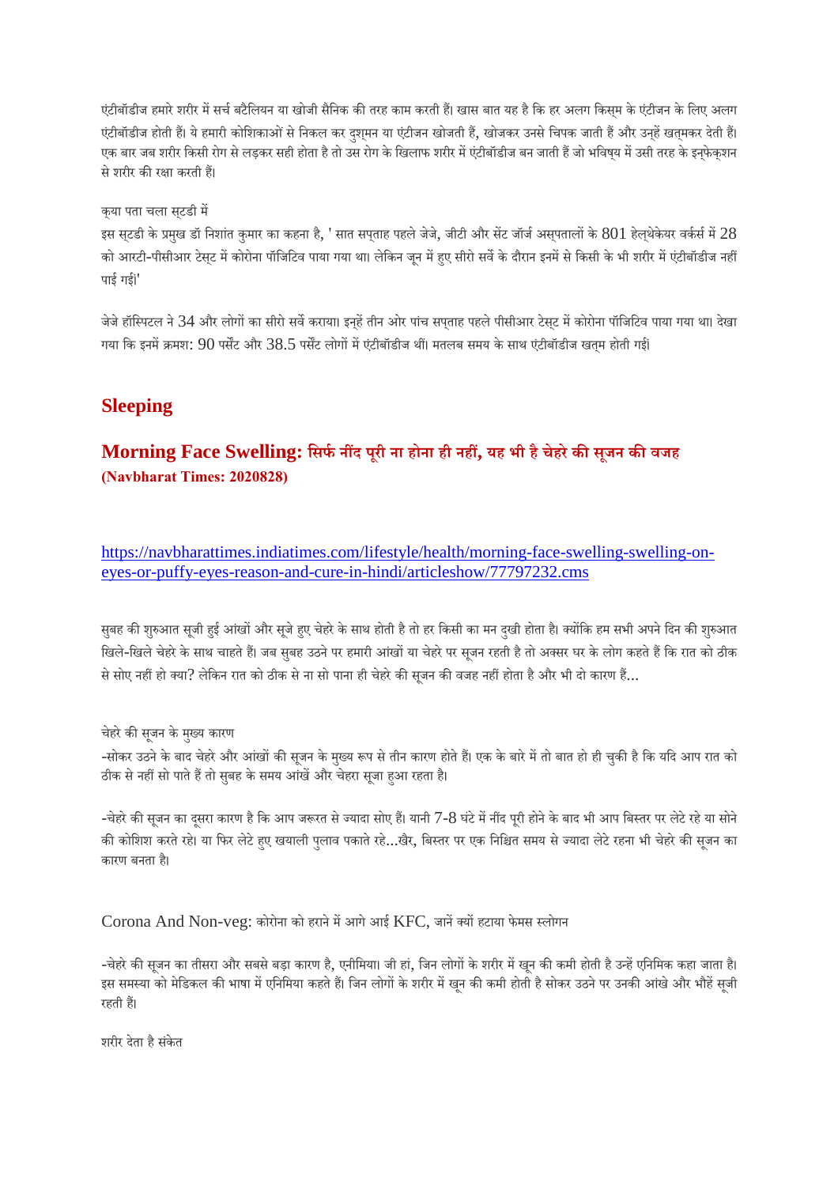एंटीबॉडीज हमारे शरीर में सर्च बटैलियन या खोजी सैनिक की तरह काम करती हैं। खास बात यह है कि हर अलग किस्म के एंटीजन के लिए अलग एंटीबॉडीज होती हैं। ये हमारी कोशिकाओं से निकल कर दुश्मन या एंटीजन खोजती हैं, खोजकर उनसे चिपक जाती हैं और उन्हें खत्मकर देती हैं। एक बार जब शरीर किसी रोग से लड़कर सही होता है तो उस रोग के खिलाफ शरीर में एंटीबॉडीज बन जाती हैं जो भविष्य में उसी तरह के इन्फेक्शन से शरीर की रक्षा करती हैं।

क्या पता चला स्टडी में

इस स्टडी के प्रमुख डॉ निशांत कुमार का कहना है, ' सात सप्ताह पहले जेजे, जीटी और सेंट जॉर्ज अस्पतालों के 801 हेल्थकेयर वर्कर्स में 28 को आरटी-पीसीआर टेस्ट में कोरोना पॉजिटिव पाया गया था। लेकिन जून में हुए सीरो सर्वे के दौरान इनमें से किसी के भी शरीर में एंटीबॉडीज नहीं पाई गईं।'

जेजे हॉस्पिटल ने 34 और लोगों का सीरो सर्वे कराया। इन्हें तीन ओर पांच सप्ताह पहले पीसीआर टेस्ट में कोरोना पॉजिटिव पाया गया था। देखा गया कि इनमें क्रमश: 90 पर्सेंट और 38.5 पर्सेंट लोगों में एंटीबॉडीज थीं। मतलब समय के साथ एंटीबॉडीज खत्म होती गईं।

## Sleeping

### Morning Face Swelling: सिर्फ नींद पूरी ना होना ही नहीं, यह भी है चेहरे की सूजन की वजह
**(Navbharat Times: 2020828)**

https://navbharattimes.indiatimes.com/lifestyle/health/morning-face-swelling-swelling-on-eyes-or-puffy-eyes-reason-and-cure-in-hindi/articleshow/77797232.cms

सुबह की शुरुआत सूजी हुई आंखों और सूजे हुए चेहरे के साथ होती है तो हर किसी का मन दुखी होता है। क्योंकि हम सभी अपने दिन की शुरुआत खिले-खिले चेहरे के साथ चाहते हैं। जब सुबह उठने पर हमारी आंखों या चेहरे पर सूजन रहती है तो अक्सर घर के लोग कहते हैं कि रात को ठीक से सोए नहीं हो क्या? लेकिन रात को ठीक से ना सो पाना ही चेहरे की सूजन की वजह नहीं होता है और भी दो कारण हैं...

चेहरे की सूजन के मुख्य कारण

-सोकर उठने के बाद चेहरे और आंखों की सूजन के मुख्य रूप से तीन कारण होते हैं। एक के बारे में तो बात हो ही चुकी है कि यदि आप रात को ठीक से नहीं सो पाते हैं तो सुबह के समय आंखें और चेहरा सूजा हुआ रहता है।

-चेहरे की सूजन का दूसरा कारण है कि आप जरूरत से ज्यादा सोए हैं। यानी 7-8 घंटे में नींद पूरी होने के बाद भी आप बिस्तर पर लेटे रहे या सोने की कोशिश करते रहे। या फिर लेटे हुए खयाली पुलाव पकाते रहे...खैर, बिस्तर पर एक निश्चित समय से ज्यादा लेटे रहना भी चेहरे की सूजन का कारण बनता है।

Corona And Non-veg: कोरोना को हराने में आगे आई KFC, जानें क्यों हटाया फेमस स्लोगन

-चेहरे की सूजन का तीसरा और सबसे बड़ा कारण है, एनीमिया। जी हां, जिन लोगों के शरीर में खून की कमी होती है उन्हें एनिमिक कहा जाता है। इस समस्या को मेडिकल की भाषा में एनिमिया कहते हैं। जिन लोगों के शरीर में खून की कमी होती है सोकर उठने पर उनकी आंखे और भौहें सूजी रहती हैं।

शरीर देता है संकेत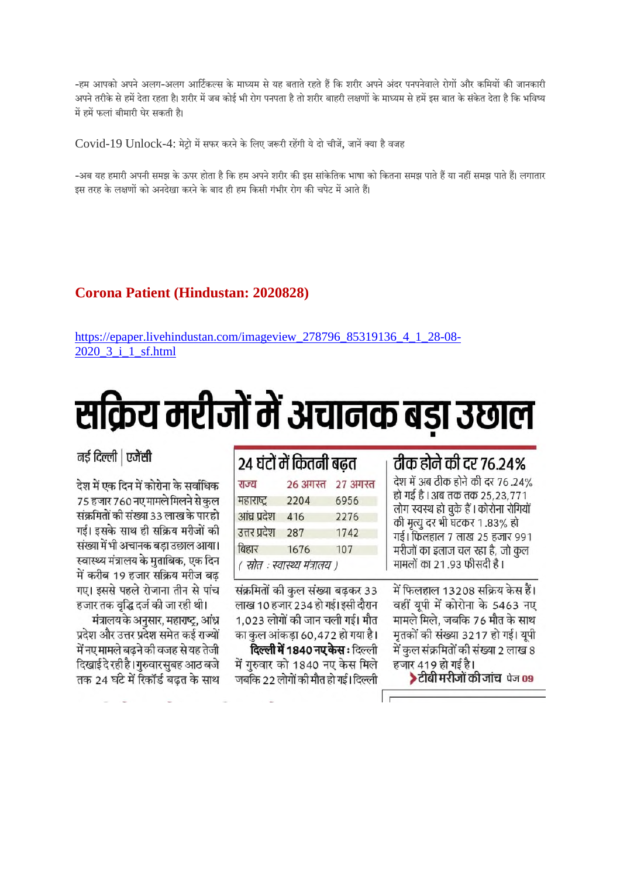-हम आपको अपने अलग-अलग आर्टिकल्स के माध्यम से यह बताते रहते हैं कि शरीर अपने अंदर पनपनेवाले रोगों और कमियों की जानकारी अपने तरीके से हमें देता रहता है। शरीर में जब कोई भी रोग पनपता है तो शरीर बाहरी लक्षणों के माध्यम से हमें इस बात के संकेत देता है कि भविष्य में हमें फलां बीमारी घेर सकती है।

Covid-19 Unlock-4: मेट्रो में सफर करने के लिए जरूरी रहेंगी ये दो चीजें, जानें क्या है वजह

-अब यह हमारी अपनी समझ के ऊपर होता है कि हम अपने शरीर की इस सांकेतिक भाषा को कितना समझ पाते हैं या नहीं समझ पाते हैं। लगातार इस तरह के लक्षणों को अनदेखा करने के बाद ही हम किसी गंभीर रोग की चपेट में आते हैं।

## Corona Patient (Hindustan: 2020828)

https://epaper.livehindustan.com/imageview_278796_85319136_4_1_28-08-2020_3_i_1_sf.html

# सक्रिय मरीजों में अचानक बड़ा उछाल

नई दिल्ली | एजेंसी

देश में एक दिन में कोरोना के सर्वाधिक 75 हजार 760 नए मामले मिलने से कुल संक्रमितों की संख्या 33 लाख के पार हो गई। इसके साथ ही सक्रिय मरीजों की संख्या में भी अचानक बड़ा उछाल आया। स्वास्थ्य मंत्रालय के मुताबिक, एक दिन में करीब 19 हजार सक्रिय मरीज बढ़ गए। इससे पहले रोजाना तीन से पांच हजार तक वृद्धि दर्ज की जा रही थी।

मंत्रालय के अनुसार, महाराष्ट्र, आंध्र प्रदेश और उत्तर प्रदेश समेत कई राज्यों में नए मामले बढ़ने की वजह से यह तेजी दिखाई दे रही है। गुरुवार सुबह आठ बजे तक 24 घंटे में रिकॉर्ड बढ़त के साथ संक्रमितों की कुल संख्या बढ़कर 33 लाख 10 हजार 234 हो गई। इसी दौरान 1,023 लोगों की जान चली गई। मौत का कुल आंकड़ा 60,472 हो गया है।

**दिल्ली में 1840 नए केस :** दिल्ली में गुरुवार को 1840 नए केस मिले जबकि 22 लोगों की मौत हो गई। दिल्ली में फिलहाल 13208 सक्रिय केस हैं। वहीं यूपी में कोरोना के 5463 नए मामले मिले, जबकि 76 मौत के साथ मृतकों की संख्या 3217 हो गई। यूपी में कुल संक्रमितों की संख्या 2 लाख 8 हजार 419 हो गई है।

### 24 घंटों में कितनी बढ़त

| राज्य | 26 अगस्त | 27 अगस्त |
|---|---|---|
| महाराष्ट्र | 2204 | 6956 |
| आंध्र प्रदेश | 416 | 2276 |
| उत्तर प्रदेश | 287 | 1742 |
| बिहार | 1676 | 107 |

*( स्रोत : स्वास्थ्य मंत्रालय )*

### ठीक होने की दर 76.24%

देश में अब ठीक होने की दर 76.24% हो गई है। अब तक तक 25,23,771 लोग स्वस्थ हो चुके हैं। कोरोना रोगियों की मृत्यु दर भी घटकर 1.83% हो गई। फिलहाल 7 लाख 25 हजार 991 मरीजों का इलाज चल रहा है, जो कुल मामलों का 21.93 फीसदी है।

**टीबी मरीजों की जांच** पेज 09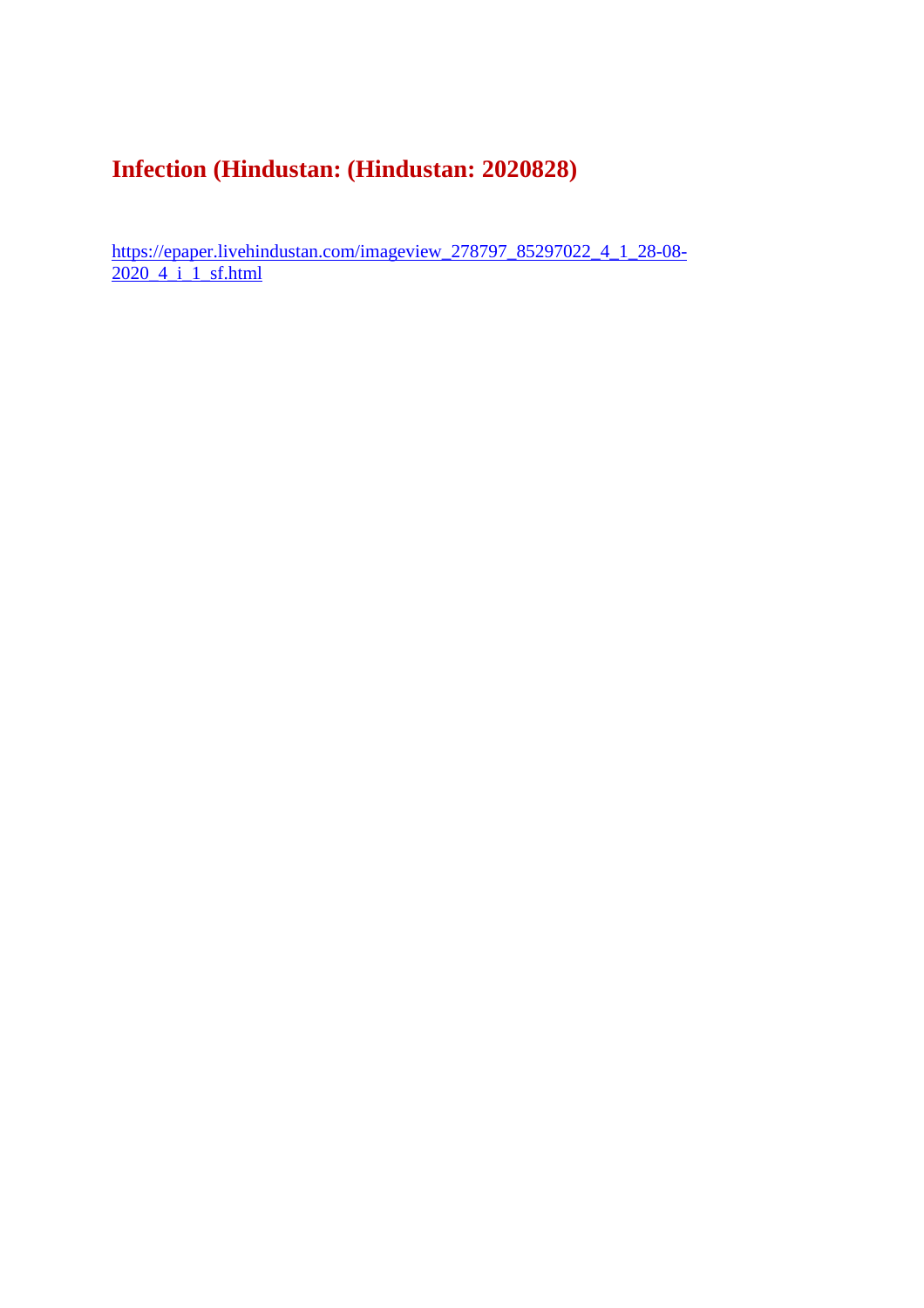# Infection (Hindustan: (Hindustan: 2020828)

https://epaper.livehindustan.com/imageview_278797_85297022_4_1_28-08-2020_4_i_1_sf.html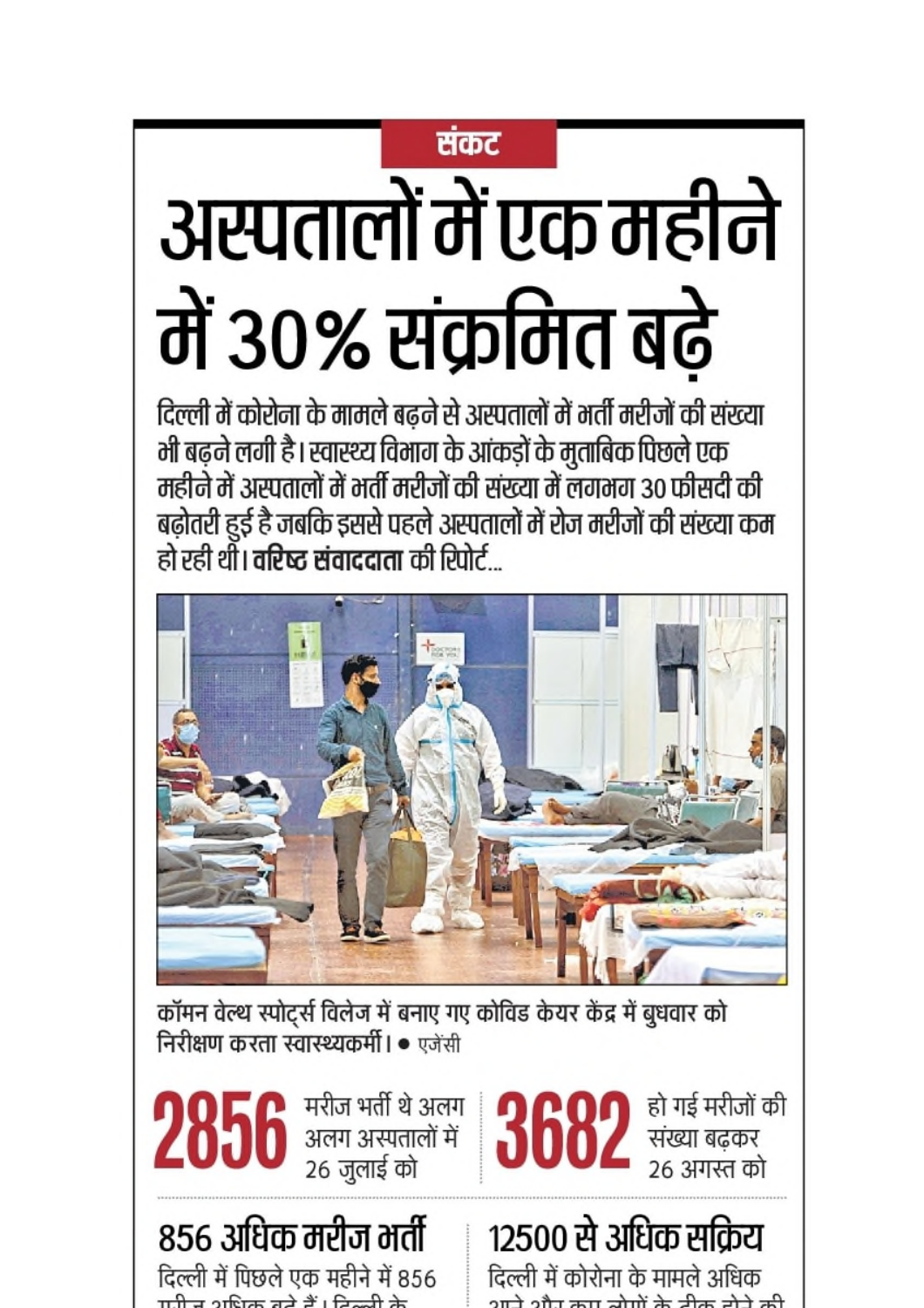संकट

# अस्पतालों में एक महीने में 30% संक्रमित बढ़े

**दिल्ली में कोरोना के मामले बढ़ने से अस्पतालों में भर्ती मरीजों की संख्या भी बढ़ने लगी है। स्वास्थ्य विभाग के आंकड़ों के मुताबिक पिछले एक महीने में अस्पतालों में भर्ती मरीजों की संख्या में लगभग 30 फीसदी की बढ़ोतरी हुई है जबकि इससे पहले अस्पतालों में रोज मरीजों की संख्या कम हो रही थी। वरिष्ठ संवाददाता की रिपोर्ट...**

कॉमन वेल्थ स्पोर्ट्स विलेज में बनाए गए कोविड केयर केंद्र में बुधवार को निरीक्षण करता स्वास्थ्यकर्मी। ● एजेंसी

**2856** मरीज भर्ती थे अलग अलग अस्पतालों में 26 जुलाई को

**3682** हो गई मरीजों की संख्या बढ़कर 26 अगस्त को

## 856 अधिक मरीज भर्ती

दिल्ली में पिछले एक महीने में 856 मरीज अधिक बढ़े हैं। दिल्ली के

## 12500 से अधिक सक्रिय

दिल्ली में कोरोना के मामले अधिक आने और कम लोगों के ठीक होने की